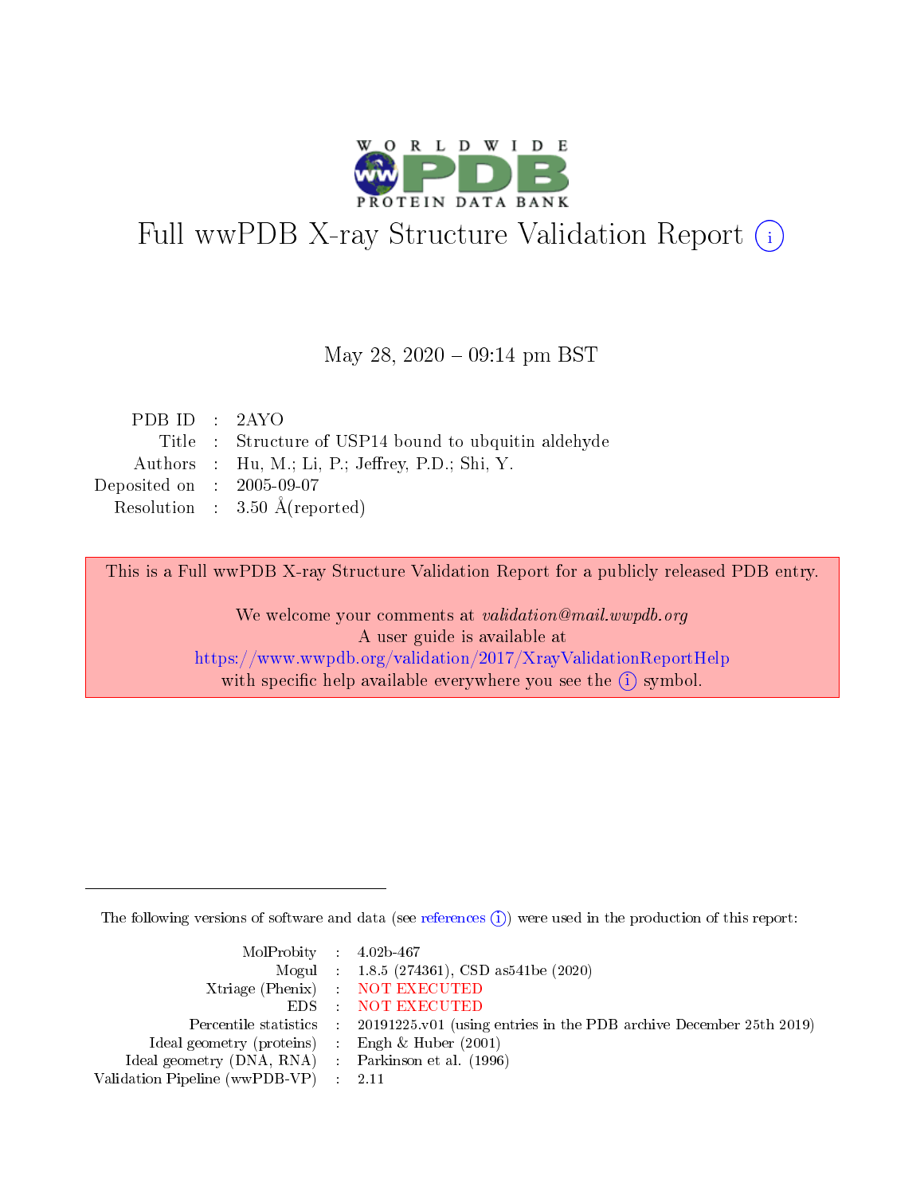# Full wwPDB X-ray Structure Validation Report (i)

May 28, 2020 – 09:14 pm BST

| | | |
|---|---|---|
| PDB ID | : | 2AYO |
| Title | : | Structure of USP14 bound to ubquitin aldehyde |
| Authors | : | Hu, M.; Li, P.; Jeffrey, P.D.; Shi, Y. |
| Deposited on | : | 2005-09-07 |
| Resolution | : | 3.50 Å(reported) |

This is a Full wwPDB X-ray Structure Validation Report for a publicly released PDB entry.

We welcome your comments at *validation@mail.wwpdb.org*
A user guide is available at
https://www.wwpdb.org/validation/2017/XrayValidationReportHelp
with specific help available everywhere you see the (i) symbol.

The following versions of software and data (see references (i)) were used in the production of this report:

| | | |
|---|---|---|
| MolProbity | : | 4.02b-467 |
| Mogul | : | 1.8.5 (274361), CSD as541be (2020) |
| Xtriage (Phenix) | : | NOT EXECUTED |
| EDS | : | NOT EXECUTED |
| Percentile statistics | : | 20191225.v01 (using entries in the PDB archive December 25th 2019) |
| Ideal geometry (proteins) | : | Engh & Huber (2001) |
| Ideal geometry (DNA, RNA) | : | Parkinson et al. (1996) |
| Validation Pipeline (wwPDB-VP) | : | 2.11 |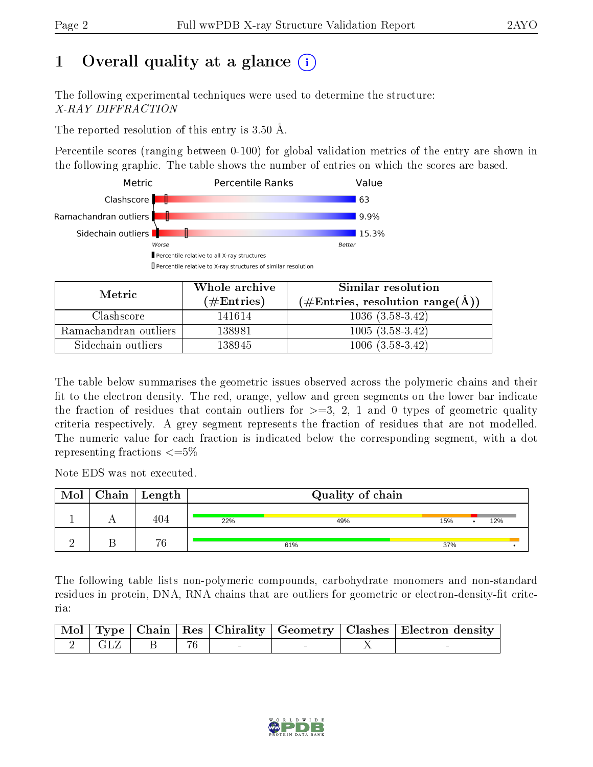# 1 Overall quality at a glance

The following experimental techniques were used to determine the structure:
*X-RAY DIFFRACTION*

The reported resolution of this entry is 3.50 Å.

Percentile scores (ranging between 0-100) for global validation metrics of the entry are shown in the following graphic. The table shows the number of entries on which the scores are based.

| Metric | Value |
|---|---|
| Clashscore | 63 |
| Ramachandran outliers | 9.9% |
| Sidechain outliers | 15.3% |

| Metric | Whole archive (#Entries) | Similar resolution (#Entries, resolution range(Å)) |
|---|---|---|
| Clashscore | 141614 | 1036 (3.58-3.42) |
| Ramachandran outliers | 138981 | 1005 (3.58-3.42) |
| Sidechain outliers | 138945 | 1006 (3.58-3.42) |

The table below summarises the geometric issues observed across the polymeric chains and their fit to the electron density. The red, orange, yellow and green segments on the lower bar indicate the fraction of residues that contain outliers for >=3, 2, 1 and 0 types of geometric quality criteria respectively. A grey segment represents the fraction of residues that are not modelled. The numeric value for each fraction is indicated below the corresponding segment, with a dot representing fractions <=5%

Note EDS was not executed.

| Mol | Chain | Length | Quality of chain |
|---|---|---|---|
| 1 | A | 404 | 22% 49% 15% • 12% |
| 2 | B | 76 | 61% 37% • |

The following table lists non-polymeric compounds, carbohydrate monomers and non-standard residues in protein, DNA, RNA chains that are outliers for geometric or electron-density-fit criteria:

| Mol | Type | Chain | Res | Chirality | Geometry | Clashes | Electron density |
|---|---|---|---|---|---|---|---|
| 2 | GLZ | B | 76 | - | - | X | - |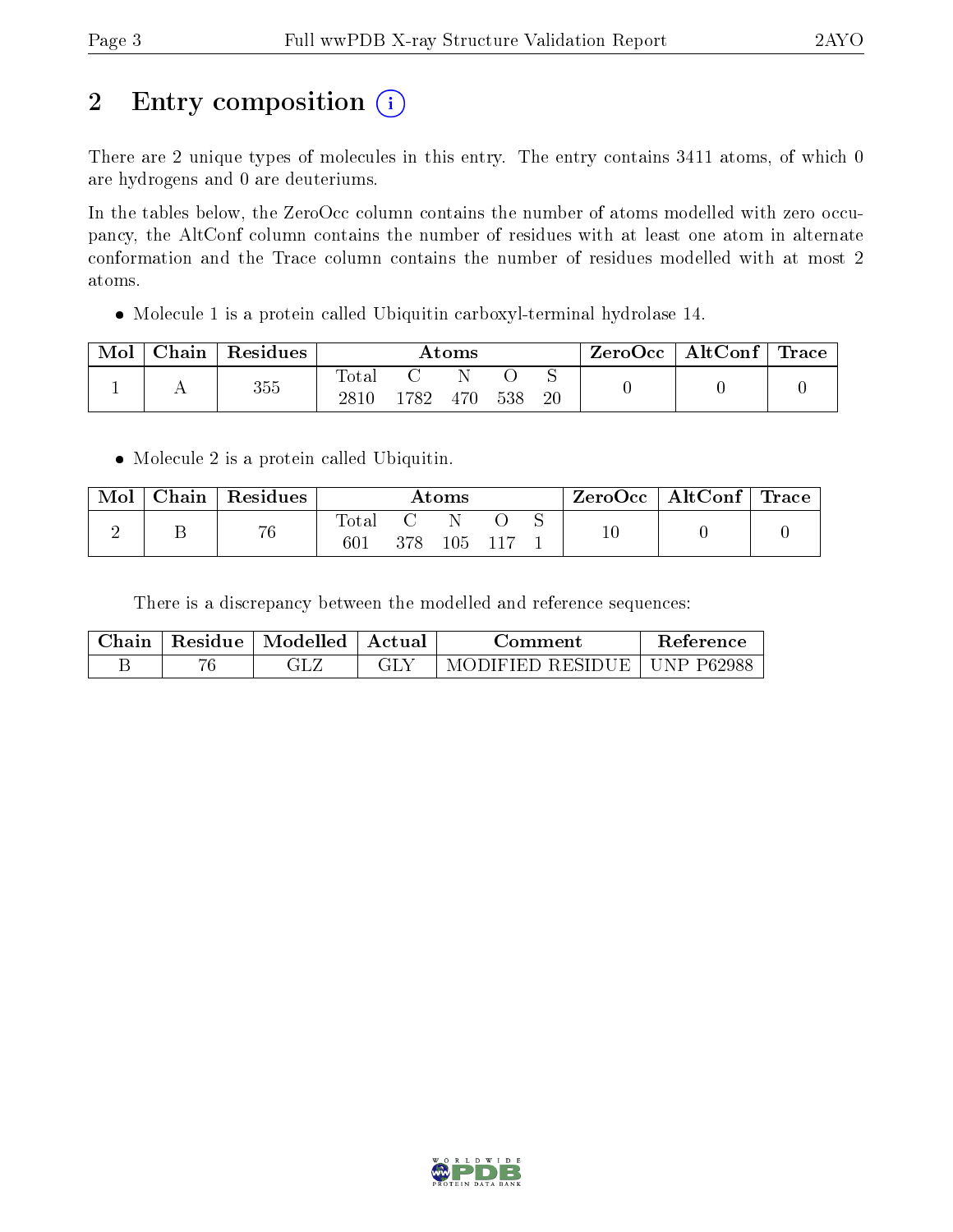# 2 Entry composition

There are 2 unique types of molecules in this entry. The entry contains 3411 atoms, of which 0 are hydrogens and 0 are deuteriums.

In the tables below, the ZeroOcc column contains the number of atoms modelled with zero occupancy, the AltConf column contains the number of residues with at least one atom in alternate conformation and the Trace column contains the number of residues modelled with at most 2 atoms.

- Molecule 1 is a protein called Ubiquitin carboxyl-terminal hydrolase 14.

| Mol | Chain | Residues | Atoms | | | | | ZeroOcc | AltConf | Trace |
|---|---|---|---|---|---|---|---|---|---|---|
| | | | Total | C | N | O | S | | | |
| 1 | A | 355 | 2810 | 1782 | 470 | 538 | 20 | 0 | 0 | 0 |

- Molecule 2 is a protein called Ubiquitin.

| Mol | Chain | Residues | Atoms | | | | | ZeroOcc | AltConf | Trace |
|---|---|---|---|---|---|---|---|---|---|---|
| | | | Total | C | N | O | S | | | |
| 2 | B | 76 | 601 | 378 | 105 | 117 | 1 | 10 | 0 | 0 |

There is a discrepancy between the modelled and reference sequences:

| Chain | Residue | Modelled | Actual | Comment | Reference |
|---|---|---|---|---|---|
| B | 76 | GLZ | GLY | MODIFIED RESIDUE | UNP P62988 |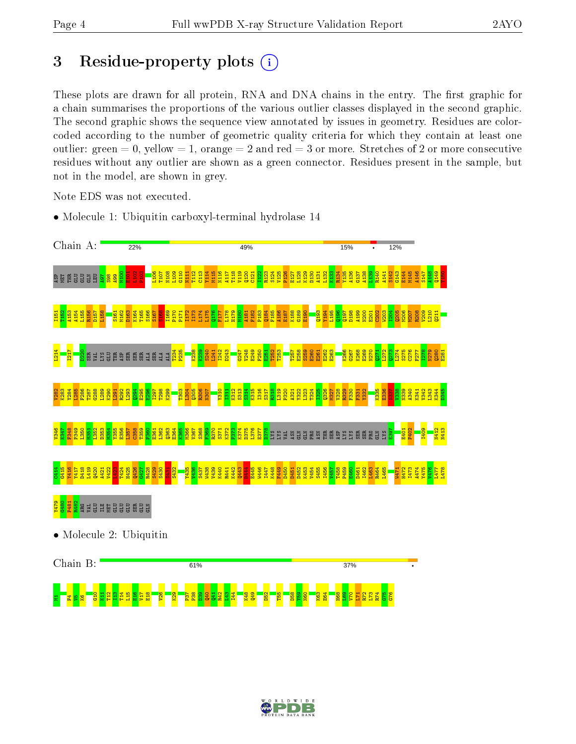# 3 Residue-property plots

These plots are drawn for all protein, RNA and DNA chains in the entry. The first graphic for a chain summarises the proportions of the various outlier classes displayed in the second graphic. The second graphic shows the sequence view annotated by issues in geometry. Residues are color-coded according to the number of geometric quality criteria for which they contain at least one outlier: green = 0, yellow = 1, orange = 2 and red = 3 or more. Stretches of 2 or more consecutive residues without any outlier are shown as a green connector. Residues present in the sample, but not in the model, are shown in grey.

Note EDS was not executed.

- Molecule 1: Ubiquitin carboxyl-terminal hydrolase 14

Chain A: 22% | 49% | 15% | • | 12%

- Molecule 2: Ubiquitin

Chain B: 61% | 37% | •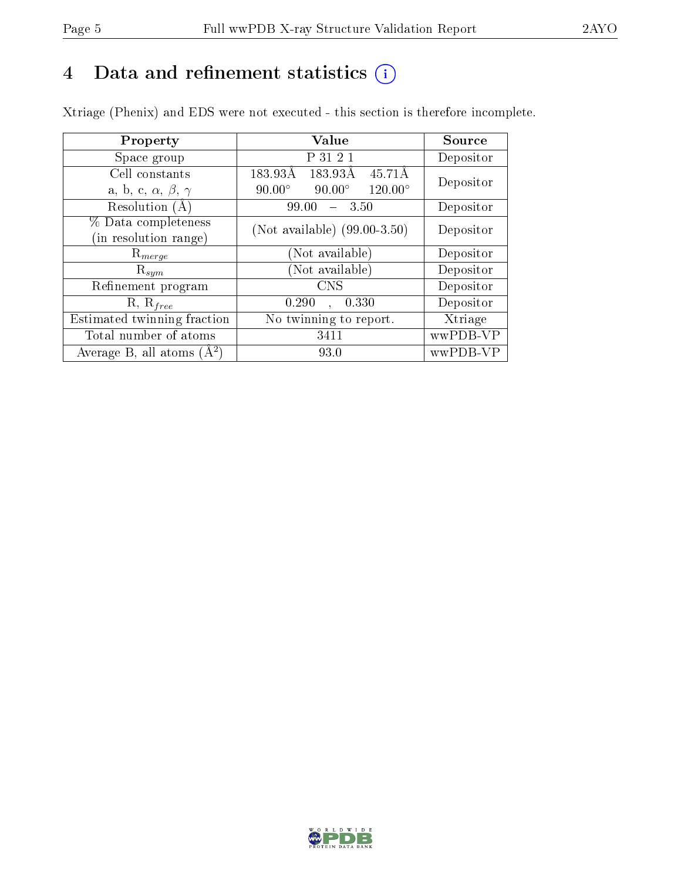# 4 Data and refinement statistics

Xtriage (Phenix) and EDS were not executed - this section is therefore incomplete.

| Property | Value | Source |
|---|---|---|
| Space group | P 31 2 1 | Depositor |
| Cell constants<br>a, b, c, $\alpha$, $\beta$, $\gamma$ | 183.93Å 183.93Å 45.71Å<br>90.00° 90.00° 120.00° | Depositor |
| Resolution (Å) | 99.00 – 3.50 | Depositor |
| % Data completeness<br>(in resolution range) | (Not available) (99.00-3.50) | Depositor |
| $R_{merge}$ | (Not available) | Depositor |
| $R_{sym}$ | (Not available) | Depositor |
| Refinement program | CNS | Depositor |
| R, $R_{free}$ | 0.290 , 0.330 | Depositor |
| Estimated twinning fraction | No twinning to report. | Xtriage |
| Total number of atoms | 3411 | wwPDB-VP |
| Average B, all atoms (Å$^2$) | 93.0 | wwPDB-VP |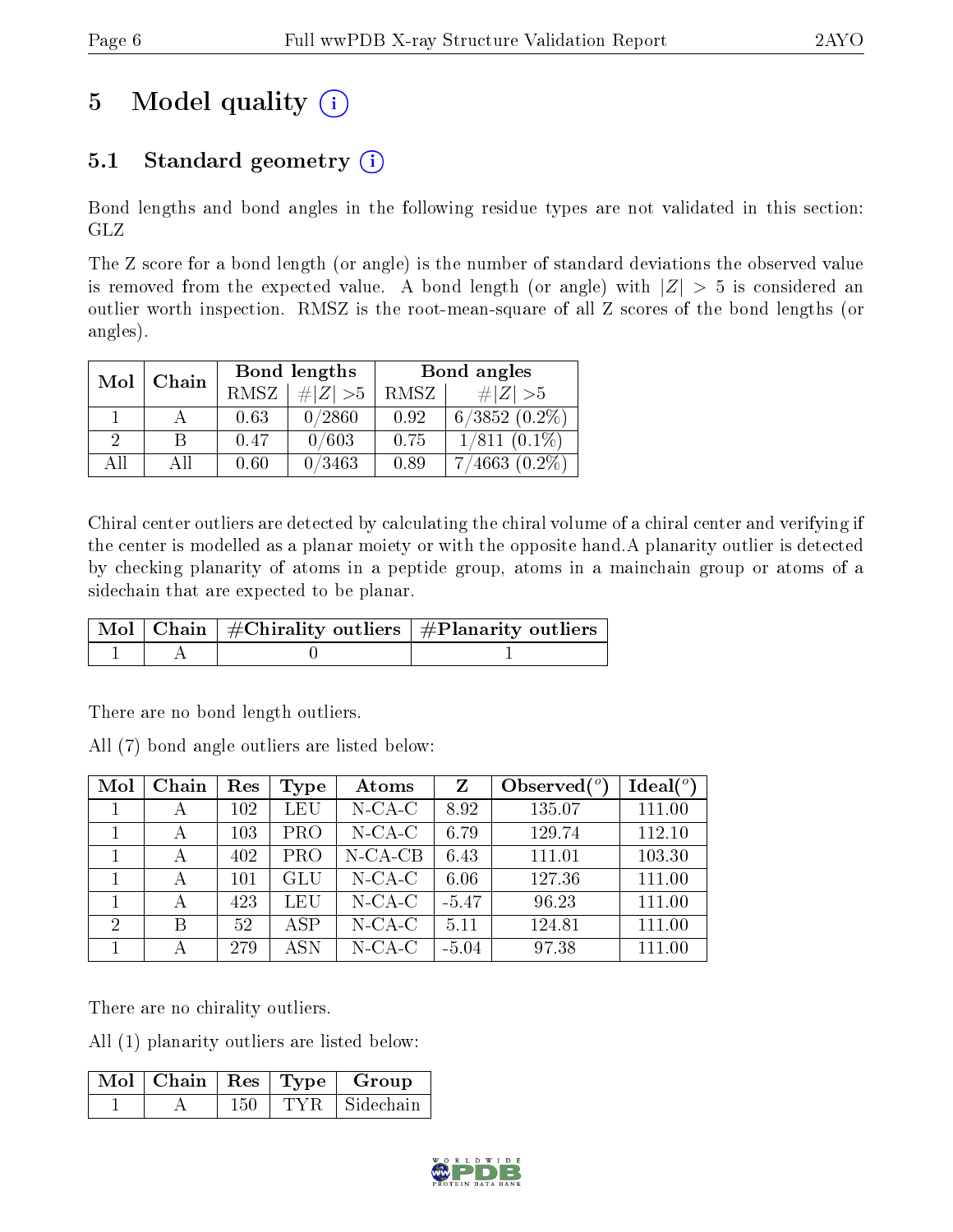# 5 Model quality (i)

## 5.1 Standard geometry (i)

Bond lengths and bond angles in the following residue types are not validated in this section: GLZ

The Z score for a bond length (or angle) is the number of standard deviations the observed value is removed from the expected value. A bond length (or angle) with $|Z| > 5$ is considered an outlier worth inspection. RMSZ is the root-mean-square of all Z scores of the bond lengths (or angles).

| Mol | Chain | Bond lengths | | Bond angles | |
|---|---|---|---|---|---|
| | | RMSZ | #$\|Z\|$ >5 | RMSZ | #$\|Z\|$ >5 |
| 1 | A | 0.63 | 0/2860 | 0.92 | 6/3852 (0.2%) |
| 2 | B | 0.47 | 0/603 | 0.75 | 1/811 (0.1%) |
| All | All | 0.60 | 0/3463 | 0.89 | 7/4663 (0.2%) |

Chiral center outliers are detected by calculating the chiral volume of a chiral center and verifying if the center is modelled as a planar moiety or with the opposite hand.A planarity outlier is detected by checking planarity of atoms in a peptide group, atoms in a mainchain group or atoms of a sidechain that are expected to be planar.

| Mol | Chain | #Chirality outliers | #Planarity outliers |
|---|---|---|---|
| 1 | A | 0 | 1 |

There are no bond length outliers.

All (7) bond angle outliers are listed below:

| Mol | Chain | Res | Type | Atoms | Z | Observed(°) | Ideal(°) |
|---|---|---|---|---|---|---|---|
| 1 | A | 102 | LEU | N-CA-C | 8.92 | 135.07 | 111.00 |
| 1 | A | 103 | PRO | N-CA-C | 6.79 | 129.74 | 112.10 |
| 1 | A | 402 | PRO | N-CA-CB | 6.43 | 111.01 | 103.30 |
| 1 | A | 101 | GLU | N-CA-C | 6.06 | 127.36 | 111.00 |
| 1 | A | 423 | LEU | N-CA-C | -5.47 | 96.23 | 111.00 |
| 2 | B | 52 | ASP | N-CA-C | 5.11 | 124.81 | 111.00 |
| 1 | A | 279 | ASN | N-CA-C | -5.04 | 97.38 | 111.00 |

There are no chirality outliers.

All (1) planarity outliers are listed below:

| Mol | Chain | Res | Type | Group |
|---|---|---|---|---|
| 1 | A | 150 | TYR | Sidechain |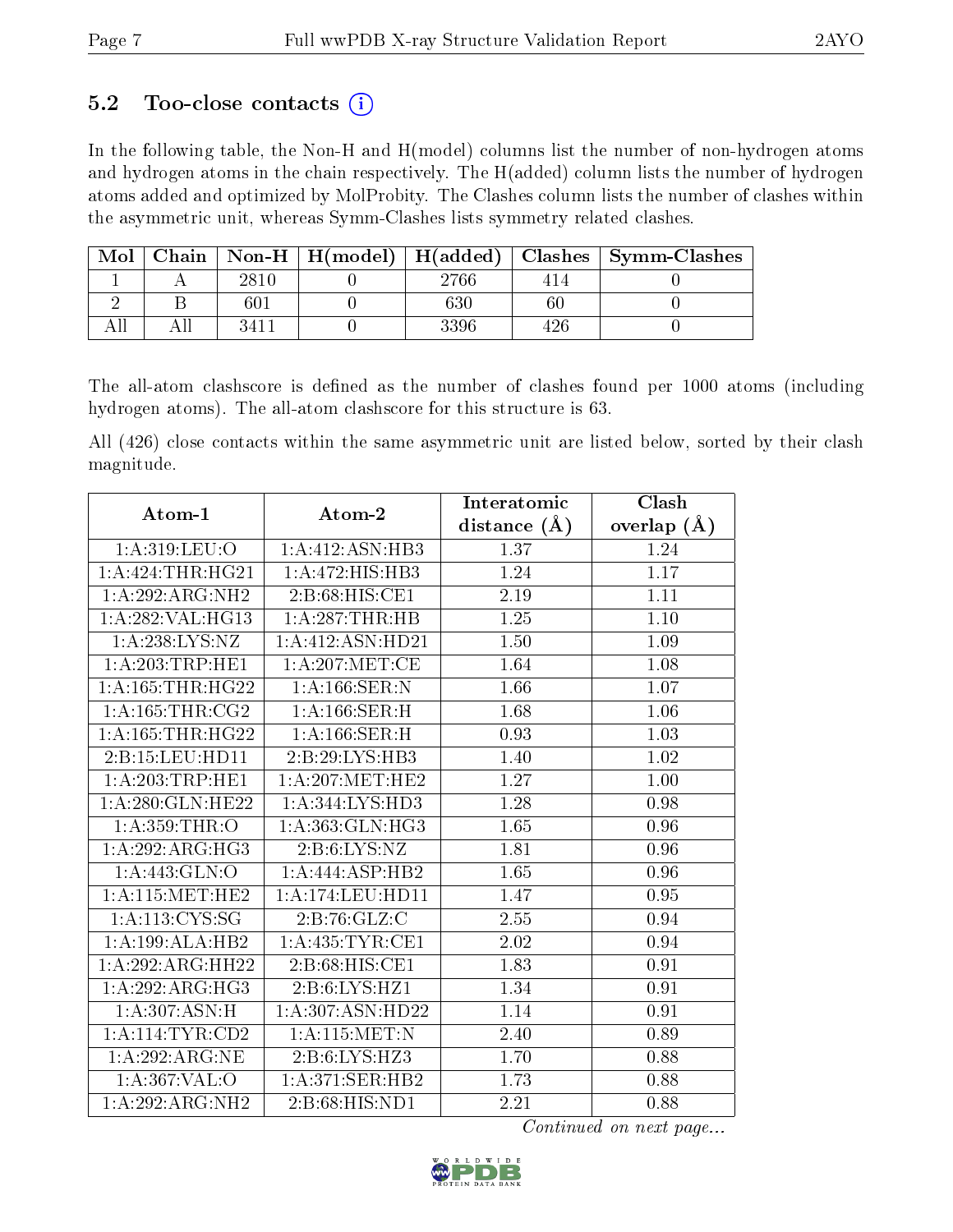## 5.2 Too-close contacts (i)

In the following table, the Non-H and H(model) columns list the number of non-hydrogen atoms and hydrogen atoms in the chain respectively. The H(added) column lists the number of hydrogen atoms added and optimized by MolProbity. The Clashes column lists the number of clashes within the asymmetric unit, whereas Symm-Clashes lists symmetry related clashes.

| Mol | Chain | Non-H | H(model) | H(added) | Clashes | Symm-Clashes |
|---|---|---|---|---|---|---|
| 1 | A | 2810 | 0 | 2766 | 414 | 0 |
| 2 | B | 601 | 0 | 630 | 60 | 0 |
| All | All | 3411 | 0 | 3396 | 426 | 0 |

The all-atom clashscore is defined as the number of clashes found per 1000 atoms (including hydrogen atoms). The all-atom clashscore for this structure is 63.

All (426) close contacts within the same asymmetric unit are listed below, sorted by their clash magnitude.

| Atom-1 | Atom-2 | Interatomic distance (Å) | Clash overlap (Å) |
|---|---|---|---|
| 1:A:319:LEU:O | 1:A:412:ASN:HB3 | 1.37 | 1.24 |
| 1:A:424:THR:HG21 | 1:A:472:HIS:HB3 | 1.24 | 1.17 |
| 1:A:292:ARG:NH2 | 2:B:68:HIS:CE1 | 2.19 | 1.11 |
| 1:A:282:VAL:HG13 | 1:A:287:THR:HB | 1.25 | 1.10 |
| 1:A:238:LYS:NZ | 1:A:412:ASN:HD21 | 1.50 | 1.09 |
| 1:A:203:TRP:HE1 | 1:A:207:MET:CE | 1.64 | 1.08 |
| 1:A:165:THR:HG22 | 1:A:166:SER:N | 1.66 | 1.07 |
| 1:A:165:THR:CG2 | 1:A:166:SER:H | 1.68 | 1.06 |
| 1:A:165:THR:HG22 | 1:A:166:SER:H | 0.93 | 1.03 |
| 2:B:15:LEU:HD11 | 2:B:29:LYS:HB3 | 1.40 | 1.02 |
| 1:A:203:TRP:HE1 | 1:A:207:MET:HE2 | 1.27 | 1.00 |
| 1:A:280:GLN:HE22 | 1:A:344:LYS:HD3 | 1.28 | 0.98 |
| 1:A:359:THR:O | 1:A:363:GLN:HG3 | 1.65 | 0.96 |
| 1:A:292:ARG:HG3 | 2:B:6:LYS:NZ | 1.81 | 0.96 |
| 1:A:443:GLN:O | 1:A:444:ASP:HB2 | 1.65 | 0.96 |
| 1:A:115:MET:HE2 | 1:A:174:LEU:HD11 | 1.47 | 0.95 |
| 1:A:113:CYS:SG | 2:B:76:GLZ:C | 2.55 | 0.94 |
| 1:A:199:ALA:HB2 | 1:A:435:TYR:CE1 | 2.02 | 0.94 |
| 1:A:292:ARG:HH22 | 2:B:68:HIS:CE1 | 1.83 | 0.91 |
| 1:A:292:ARG:HG3 | 2:B:6:LYS:HZ1 | 1.34 | 0.91 |
| 1:A:307:ASN:H | 1:A:307:ASN:HD22 | 1.14 | 0.91 |
| 1:A:114:TYR:CD2 | 1:A:115:MET:N | 2.40 | 0.89 |
| 1:A:292:ARG:NE | 2:B:6:LYS:HZ3 | 1.70 | 0.88 |
| 1:A:367:VAL:O | 1:A:371:SER:HB2 | 1.73 | 0.88 |
| 1:A:292:ARG:NH2 | 2:B:68:HIS:ND1 | 2.21 | 0.88 |

*Continued on next page...*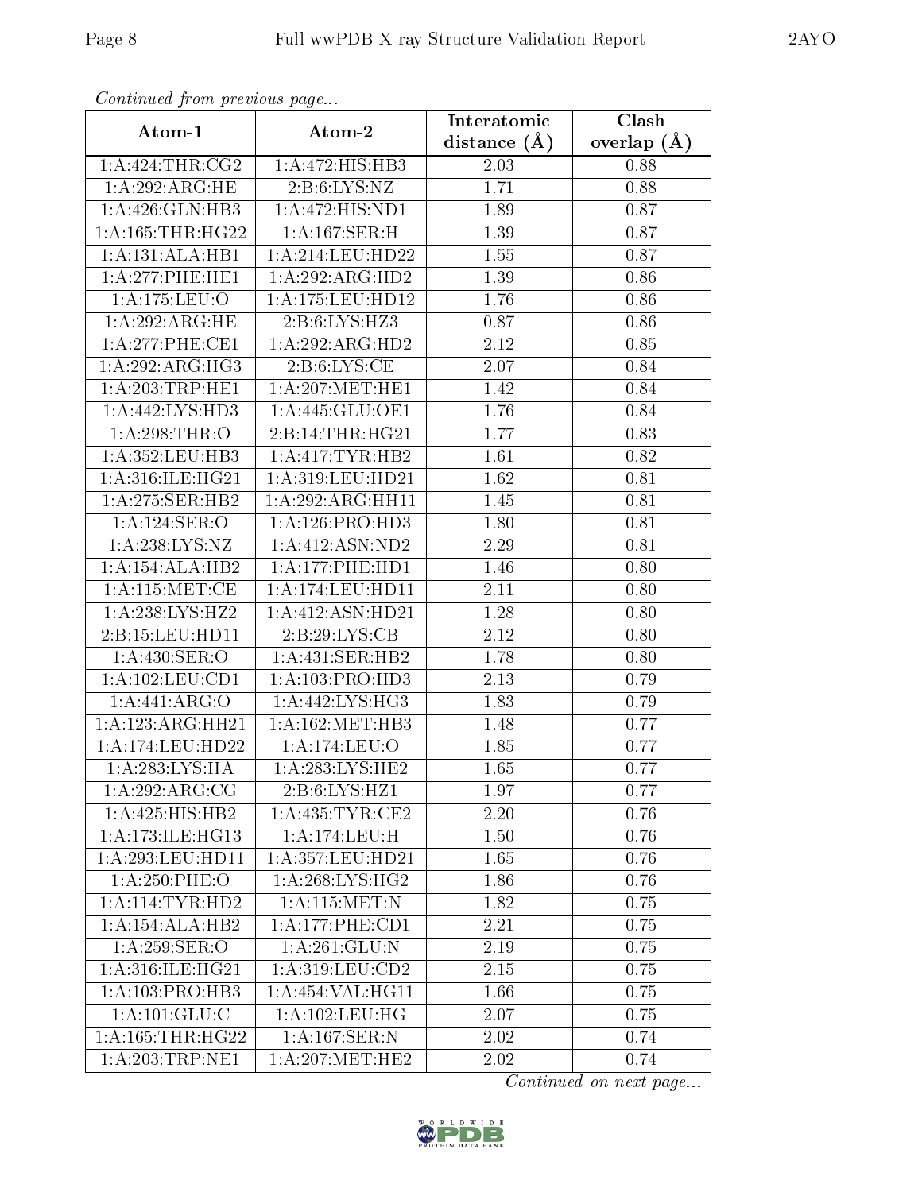*Continued from previous page...*

| Atom-1 | Atom-2 | Interatomic distance (Å) | Clash overlap (Å) |
| --- | --- | --- | --- |
| 1:A:424:THR:CG2 | 1:A:472:HIS:HB3 | 2.03 | 0.88 |
| 1:A:292:ARG:HE | 2:B:6:LYS:NZ | 1.71 | 0.88 |
| 1:A:426:GLN:HB3 | 1:A:472:HIS:ND1 | 1.89 | 0.87 |
| 1:A:165:THR:HG22 | 1:A:167:SER:H | 1.39 | 0.87 |
| 1:A:131:ALA:HB1 | 1:A:214:LEU:HD22 | 1.55 | 0.87 |
| 1:A:277:PHE:HE1 | 1:A:292:ARG:HD2 | 1.39 | 0.86 |
| 1:A:175:LEU:O | 1:A:175:LEU:HD12 | 1.76 | 0.86 |
| 1:A:292:ARG:HE | 2:B:6:LYS:HZ3 | 0.87 | 0.86 |
| 1:A:277:PHE:CE1 | 1:A:292:ARG:HD2 | 2.12 | 0.85 |
| 1:A:292:ARG:HG3 | 2:B:6:LYS:CE | 2.07 | 0.84 |
| 1:A:203:TRP:HE1 | 1:A:207:MET:HE1 | 1.42 | 0.84 |
| 1:A:442:LYS:HD3 | 1:A:445:GLU:OE1 | 1.76 | 0.84 |
| 1:A:298:THR:O | 2:B:14:THR:HG21 | 1.77 | 0.83 |
| 1:A:352:LEU:HB3 | 1:A:417:TYR:HB2 | 1.61 | 0.82 |
| 1:A:316:ILE:HG21 | 1:A:319:LEU:HD21 | 1.62 | 0.81 |
| 1:A:275:SER:HB2 | 1:A:292:ARG:HH11 | 1.45 | 0.81 |
| 1:A:124:SER:O | 1:A:126:PRO:HD3 | 1.80 | 0.81 |
| 1:A:238:LYS:NZ | 1:A:412:ASN:ND2 | 2.29 | 0.81 |
| 1:A:154:ALA:HB2 | 1:A:177:PHE:HD1 | 1.46 | 0.80 |
| 1:A:115:MET:CE | 1:A:174:LEU:HD11 | 2.11 | 0.80 |
| 1:A:238:LYS:HZ2 | 1:A:412:ASN:HD21 | 1.28 | 0.80 |
| 2:B:15:LEU:HD11 | 2:B:29:LYS:CB | 2.12 | 0.80 |
| 1:A:430:SER:O | 1:A:431:SER:HB2 | 1.78 | 0.80 |
| 1:A:102:LEU:CD1 | 1:A:103:PRO:HD3 | 2.13 | 0.79 |
| 1:A:441:ARG:O | 1:A:442:LYS:HG3 | 1.83 | 0.79 |
| 1:A:123:ARG:HH21 | 1:A:162:MET:HB3 | 1.48 | 0.77 |
| 1:A:174:LEU:HD22 | 1:A:174:LEU:O | 1.85 | 0.77 |
| 1:A:283:LYS:HA | 1:A:283:LYS:HE2 | 1.65 | 0.77 |
| 1:A:292:ARG:CG | 2:B:6:LYS:HZ1 | 1.97 | 0.77 |
| 1:A:425:HIS:HB2 | 1:A:435:TYR:CE2 | 2.20 | 0.76 |
| 1:A:173:ILE:HG13 | 1:A:174:LEU:H | 1.50 | 0.76 |
| 1:A:293:LEU:HD11 | 1:A:357:LEU:HD21 | 1.65 | 0.76 |
| 1:A:250:PHE:O | 1:A:268:LYS:HG2 | 1.86 | 0.76 |
| 1:A:114:TYR:HD2 | 1:A:115:MET:N | 1.82 | 0.75 |
| 1:A:154:ALA:HB2 | 1:A:177:PHE:CD1 | 2.21 | 0.75 |
| 1:A:259:SER:O | 1:A:261:GLU:N | 2.19 | 0.75 |
| 1:A:316:ILE:HG21 | 1:A:319:LEU:CD2 | 2.15 | 0.75 |
| 1:A:103:PRO:HB3 | 1:A:454:VAL:HG11 | 1.66 | 0.75 |
| 1:A:101:GLU:C | 1:A:102:LEU:HG | 2.07 | 0.75 |
| 1:A:165:THR:HG22 | 1:A:167:SER:N | 2.02 | 0.74 |
| 1:A:203:TRP:NE1 | 1:A:207:MET:HE2 | 2.02 | 0.74 |

*Continued on next page...*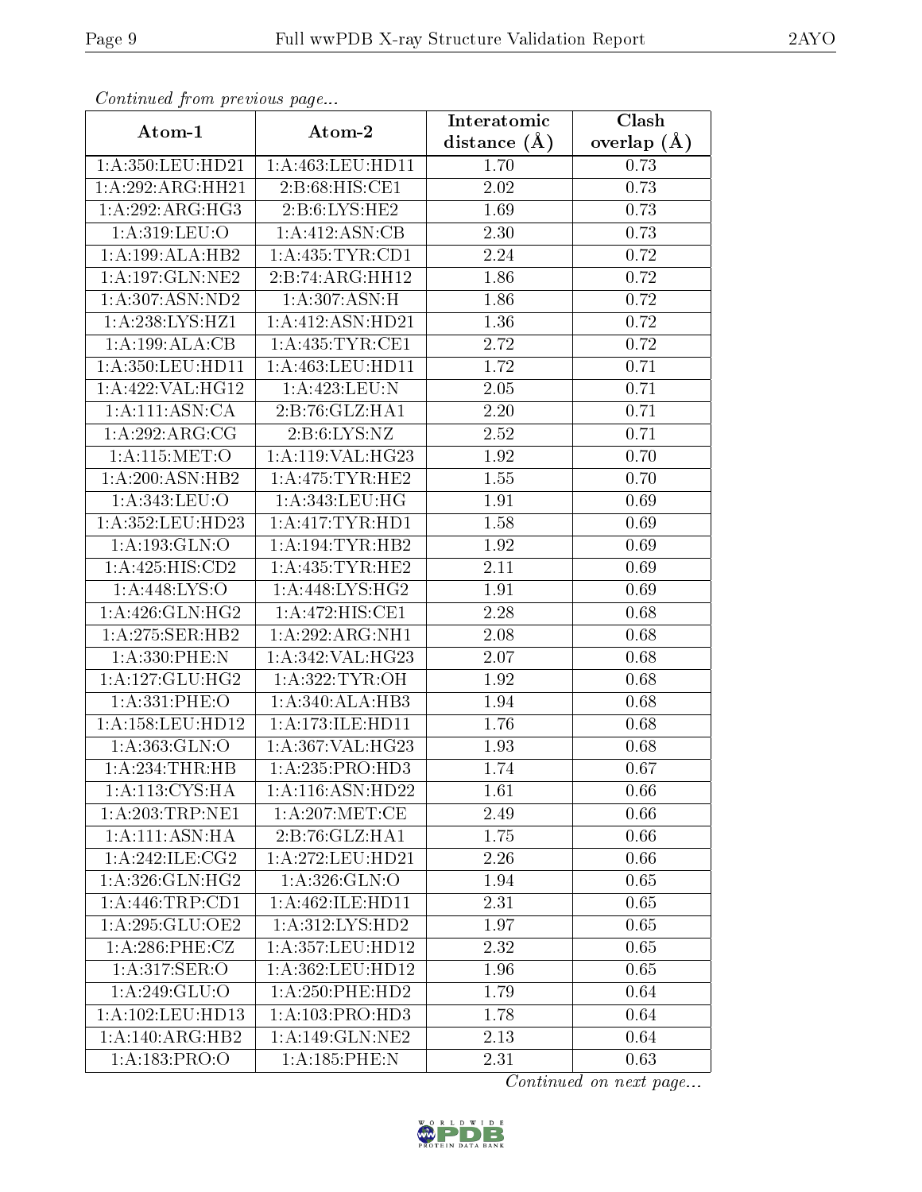*Continued from previous page...*

| Atom-1 | Atom-2 | Interatomic distance (Å) | Clash overlap (Å) |
| --- | --- | --- | --- |
| 1:A:350:LEU:HD21 | 1:A:463:LEU:HD11 | 1.70 | 0.73 |
| 1:A:292:ARG:HH21 | 2:B:68:HIS:CE1 | 2.02 | 0.73 |
| 1:A:292:ARG:HG3 | 2:B:6:LYS:HE2 | 1.69 | 0.73 |
| 1:A:319:LEU:O | 1:A:412:ASN:CB | 2.30 | 0.73 |
| 1:A:199:ALA:HB2 | 1:A:435:TYR:CD1 | 2.24 | 0.72 |
| 1:A:197:GLN:NE2 | 2:B:74:ARG:HH12 | 1.86 | 0.72 |
| 1:A:307:ASN:ND2 | 1:A:307:ASN:H | 1.86 | 0.72 |
| 1:A:238:LYS:HZ1 | 1:A:412:ASN:HD21 | 1.36 | 0.72 |
| 1:A:199:ALA:CB | 1:A:435:TYR:CE1 | 2.72 | 0.72 |
| 1:A:350:LEU:HD11 | 1:A:463:LEU:HD11 | 1.72 | 0.71 |
| 1:A:422:VAL:HG12 | 1:A:423:LEU:N | 2.05 | 0.71 |
| 1:A:111:ASN:CA | 2:B:76:GLZ:HA1 | 2.20 | 0.71 |
| 1:A:292:ARG:CG | 2:B:6:LYS:NZ | 2.52 | 0.71 |
| 1:A:115:MET:O | 1:A:119:VAL:HG23 | 1.92 | 0.70 |
| 1:A:200:ASN:HB2 | 1:A:475:TYR:HE2 | 1.55 | 0.70 |
| 1:A:343:LEU:O | 1:A:343:LEU:HG | 1.91 | 0.69 |
| 1:A:352:LEU:HD23 | 1:A:417:TYR:HD1 | 1.58 | 0.69 |
| 1:A:193:GLN:O | 1:A:194:TYR:HB2 | 1.92 | 0.69 |
| 1:A:425:HIS:CD2 | 1:A:435:TYR:HE2 | 2.11 | 0.69 |
| 1:A:448:LYS:O | 1:A:448:LYS:HG2 | 1.91 | 0.69 |
| 1:A:426:GLN:HG2 | 1:A:472:HIS:CE1 | 2.28 | 0.68 |
| 1:A:275:SER:HB2 | 1:A:292:ARG:NH1 | 2.08 | 0.68 |
| 1:A:330:PHE:N | 1:A:342:VAL:HG23 | 2.07 | 0.68 |
| 1:A:127:GLU:HG2 | 1:A:322:TYR:OH | 1.92 | 0.68 |
| 1:A:331:PHE:O | 1:A:340:ALA:HB3 | 1.94 | 0.68 |
| 1:A:158:LEU:HD12 | 1:A:173:ILE:HD11 | 1.76 | 0.68 |
| 1:A:363:GLN:O | 1:A:367:VAL:HG23 | 1.93 | 0.68 |
| 1:A:234:THR:HB | 1:A:235:PRO:HD3 | 1.74 | 0.67 |
| 1:A:113:CYS:HA | 1:A:116:ASN:HD22 | 1.61 | 0.66 |
| 1:A:203:TRP:NE1 | 1:A:207:MET:CE | 2.49 | 0.66 |
| 1:A:111:ASN:HA | 2:B:76:GLZ:HA1 | 1.75 | 0.66 |
| 1:A:242:ILE:CG2 | 1:A:272:LEU:HD21 | 2.26 | 0.66 |
| 1:A:326:GLN:HG2 | 1:A:326:GLN:O | 1.94 | 0.65 |
| 1:A:446:TRP:CD1 | 1:A:462:ILE:HD11 | 2.31 | 0.65 |
| 1:A:295:GLU:OE2 | 1:A:312:LYS:HD2 | 1.97 | 0.65 |
| 1:A:286:PHE:CZ | 1:A:357:LEU:HD12 | 2.32 | 0.65 |
| 1:A:317:SER:O | 1:A:362:LEU:HD12 | 1.96 | 0.65 |
| 1:A:249:GLU:O | 1:A:250:PHE:HD2 | 1.79 | 0.64 |
| 1:A:102:LEU:HD13 | 1:A:103:PRO:HD3 | 1.78 | 0.64 |
| 1:A:140:ARG:HB2 | 1:A:149:GLN:NE2 | 2.13 | 0.64 |
| 1:A:183:PRO:O | 1:A:185:PHE:N | 2.31 | 0.63 |

*Continued on next page...*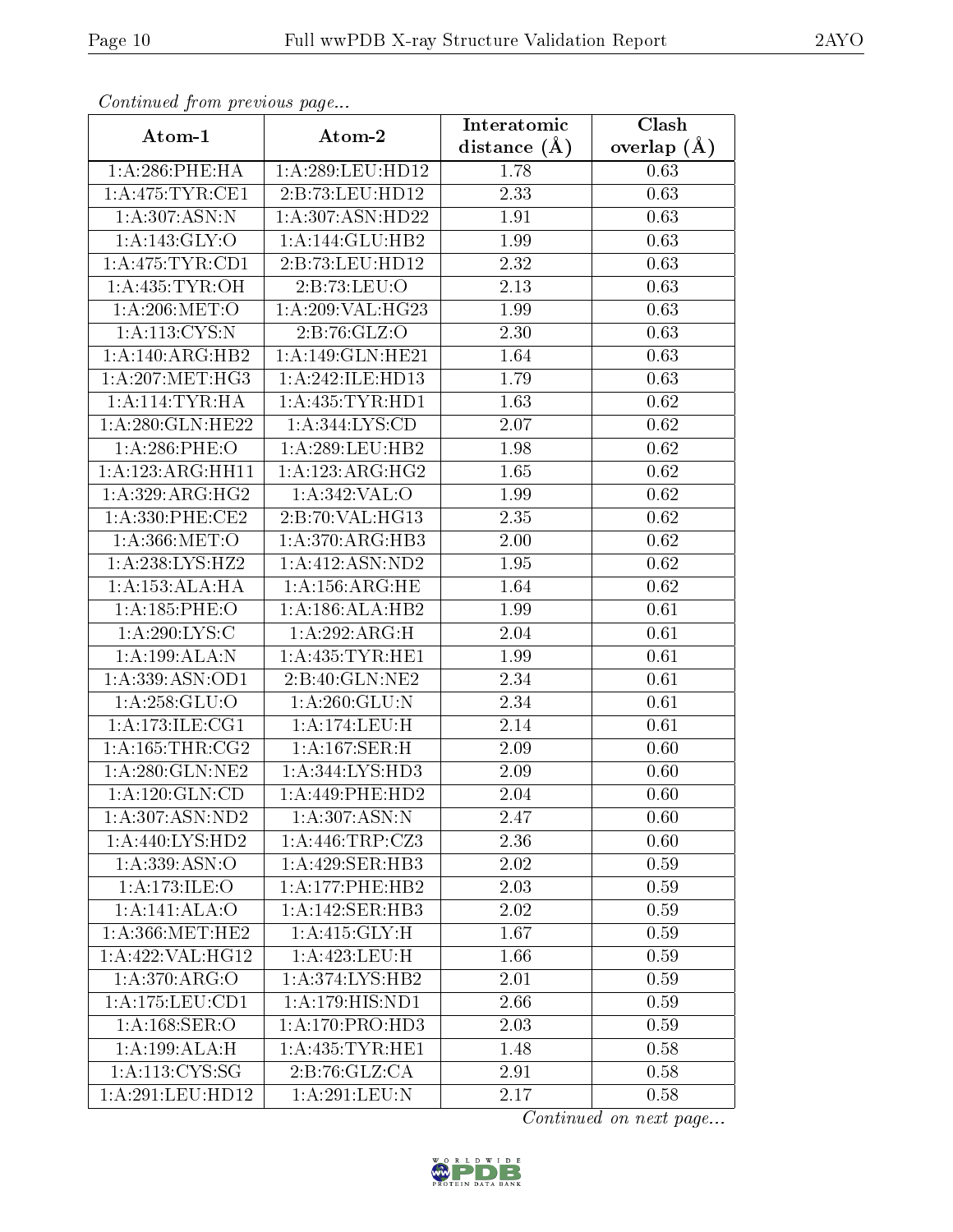*Continued from previous page...*

| Atom-1 | Atom-2 | Interatomic distance (Å) | Clash overlap (Å) |
| --- | --- | --- | --- |
| 1:A:286:PHE:HA | 1:A:289:LEU:HD12 | 1.78 | 0.63 |
| 1:A:475:TYR:CE1 | 2:B:73:LEU:HD12 | 2.33 | 0.63 |
| 1:A:307:ASN:N | 1:A:307:ASN:HD22 | 1.91 | 0.63 |
| 1:A:143:GLY:O | 1:A:144:GLU:HB2 | 1.99 | 0.63 |
| 1:A:475:TYR:CD1 | 2:B:73:LEU:HD12 | 2.32 | 0.63 |
| 1:A:435:TYR:OH | 2:B:73:LEU:O | 2.13 | 0.63 |
| 1:A:206:MET:O | 1:A:209:VAL:HG23 | 1.99 | 0.63 |
| 1:A:113:CYS:N | 2:B:76:GLZ:O | 2.30 | 0.63 |
| 1:A:140:ARG:HB2 | 1:A:149:GLN:HE21 | 1.64 | 0.63 |
| 1:A:207:MET:HG3 | 1:A:242:ILE:HD13 | 1.79 | 0.63 |
| 1:A:114:TYR:HA | 1:A:435:TYR:HD1 | 1.63 | 0.62 |
| 1:A:280:GLN:HE22 | 1:A:344:LYS:CD | 2.07 | 0.62 |
| 1:A:286:PHE:O | 1:A:289:LEU:HB2 | 1.98 | 0.62 |
| 1:A:123:ARG:HH11 | 1:A:123:ARG:HG2 | 1.65 | 0.62 |
| 1:A:329:ARG:HG2 | 1:A:342:VAL:O | 1.99 | 0.62 |
| 1:A:330:PHE:CE2 | 2:B:70:VAL:HG13 | 2.35 | 0.62 |
| 1:A:366:MET:O | 1:A:370:ARG:HB3 | 2.00 | 0.62 |
| 1:A:238:LYS:HZ2 | 1:A:412:ASN:ND2 | 1.95 | 0.62 |
| 1:A:153:ALA:HA | 1:A:156:ARG:HE | 1.64 | 0.62 |
| 1:A:185:PHE:O | 1:A:186:ALA:HB2 | 1.99 | 0.61 |
| 1:A:290:LYS:C | 1:A:292:ARG:H | 2.04 | 0.61 |
| 1:A:199:ALA:N | 1:A:435:TYR:HE1 | 1.99 | 0.61 |
| 1:A:339:ASN:OD1 | 2:B:40:GLN:NE2 | 2.34 | 0.61 |
| 1:A:258:GLU:O | 1:A:260:GLU:N | 2.34 | 0.61 |
| 1:A:173:ILE:CG1 | 1:A:174:LEU:H | 2.14 | 0.61 |
| 1:A:165:THR:CG2 | 1:A:167:SER:H | 2.09 | 0.60 |
| 1:A:280:GLN:NE2 | 1:A:344:LYS:HD3 | 2.09 | 0.60 |
| 1:A:120:GLN:CD | 1:A:449:PHE:HD2 | 2.04 | 0.60 |
| 1:A:307:ASN:ND2 | 1:A:307:ASN:N | 2.47 | 0.60 |
| 1:A:440:LYS:HD2 | 1:A:446:TRP:CZ3 | 2.36 | 0.60 |
| 1:A:339:ASN:O | 1:A:429:SER:HB3 | 2.02 | 0.59 |
| 1:A:173:ILE:O | 1:A:177:PHE:HB2 | 2.03 | 0.59 |
| 1:A:141:ALA:O | 1:A:142:SER:HB3 | 2.02 | 0.59 |
| 1:A:366:MET:HE2 | 1:A:415:GLY:H | 1.67 | 0.59 |
| 1:A:422:VAL:HG12 | 1:A:423:LEU:H | 1.66 | 0.59 |
| 1:A:370:ARG:O | 1:A:374:LYS:HB2 | 2.01 | 0.59 |
| 1:A:175:LEU:CD1 | 1:A:179:HIS:ND1 | 2.66 | 0.59 |
| 1:A:168:SER:O | 1:A:170:PRO:HD3 | 2.03 | 0.59 |
| 1:A:199:ALA:H | 1:A:435:TYR:HE1 | 1.48 | 0.58 |
| 1:A:113:CYS:SG | 2:B:76:GLZ:CA | 2.91 | 0.58 |
| 1:A:291:LEU:HD12 | 1:A:291:LEU:N | 2.17 | 0.58 |

*Continued on next page...*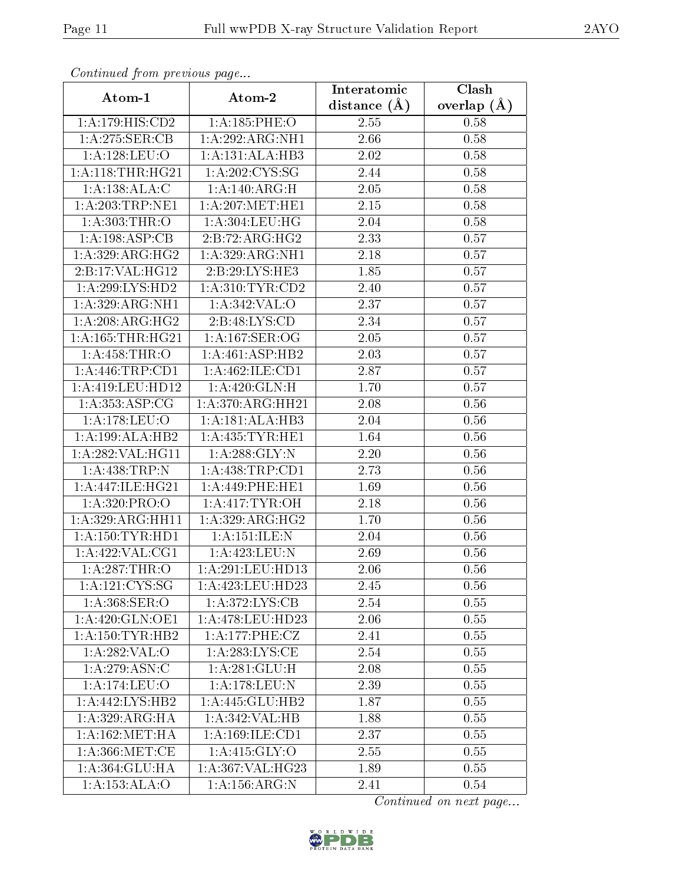*Continued from previous page...*

| Atom-1 | Atom-2 | Interatomic distance (Å) | Clash overlap (Å) |
|---|---|---|---|
| 1:A:179:HIS:CD2 | 1:A:185:PHE:O | 2.55 | 0.58 |
| 1:A:275:SER:CB | 1:A:292:ARG:NH1 | 2.66 | 0.58 |
| 1:A:128:LEU:O | 1:A:131:ALA:HB3 | 2.02 | 0.58 |
| 1:A:118:THR:HG21 | 1:A:202:CYS:SG | 2.44 | 0.58 |
| 1:A:138:ALA:C | 1:A:140:ARG:H | 2.05 | 0.58 |
| 1:A:203:TRP:NE1 | 1:A:207:MET:HE1 | 2.15 | 0.58 |
| 1:A:303:THR:O | 1:A:304:LEU:HG | 2.04 | 0.58 |
| 1:A:198:ASP:CB | 2:B:72:ARG:HG2 | 2.33 | 0.57 |
| 1:A:329:ARG:HG2 | 1:A:329:ARG:NH1 | 2.18 | 0.57 |
| 2:B:17:VAL:HG12 | 2:B:29:LYS:HE3 | 1.85 | 0.57 |
| 1:A:299:LYS:HD2 | 1:A:310:TYR:CD2 | 2.40 | 0.57 |
| 1:A:329:ARG:NH1 | 1:A:342:VAL:O | 2.37 | 0.57 |
| 1:A:208:ARG:HG2 | 2:B:48:LYS:CD | 2.34 | 0.57 |
| 1:A:165:THR:HG21 | 1:A:167:SER:OG | 2.05 | 0.57 |
| 1:A:458:THR:O | 1:A:461:ASP:HB2 | 2.03 | 0.57 |
| 1:A:446:TRP:CD1 | 1:A:462:ILE:CD1 | 2.87 | 0.57 |
| 1:A:419:LEU:HD12 | 1:A:420:GLN:H | 1.70 | 0.57 |
| 1:A:353:ASP:CG | 1:A:370:ARG:HH21 | 2.08 | 0.56 |
| 1:A:178:LEU:O | 1:A:181:ALA:HB3 | 2.04 | 0.56 |
| 1:A:199:ALA:HB2 | 1:A:435:TYR:HE1 | 1.64 | 0.56 |
| 1:A:282:VAL:HG11 | 1:A:288:GLY:N | 2.20 | 0.56 |
| 1:A:438:TRP:N | 1:A:438:TRP:CD1 | 2.73 | 0.56 |
| 1:A:447:ILE:HG21 | 1:A:449:PHE:HE1 | 1.69 | 0.56 |
| 1:A:320:PRO:O | 1:A:417:TYR:OH | 2.18 | 0.56 |
| 1:A:329:ARG:HH11 | 1:A:329:ARG:HG2 | 1.70 | 0.56 |
| 1:A:150:TYR:HD1 | 1:A:151:ILE:N | 2.04 | 0.56 |
| 1:A:422:VAL:CG1 | 1:A:423:LEU:N | 2.69 | 0.56 |
| 1:A:287:THR:O | 1:A:291:LEU:HD13 | 2.06 | 0.56 |
| 1:A:121:CYS:SG | 1:A:423:LEU:HD23 | 2.45 | 0.56 |
| 1:A:368:SER:O | 1:A:372:LYS:CB | 2.54 | 0.55 |
| 1:A:420:GLN:OE1 | 1:A:478:LEU:HD23 | 2.06 | 0.55 |
| 1:A:150:TYR:HB2 | 1:A:177:PHE:CZ | 2.41 | 0.55 |
| 1:A:282:VAL:O | 1:A:283:LYS:CE | 2.54 | 0.55 |
| 1:A:279:ASN:C | 1:A:281:GLU:H | 2.08 | 0.55 |
| 1:A:174:LEU:O | 1:A:178:LEU:N | 2.39 | 0.55 |
| 1:A:442:LYS:HB2 | 1:A:445:GLU:HB2 | 1.87 | 0.55 |
| 1:A:329:ARG:HA | 1:A:342:VAL:HB | 1.88 | 0.55 |
| 1:A:162:MET:HA | 1:A:169:ILE:CD1 | 2.37 | 0.55 |
| 1:A:366:MET:CE | 1:A:415:GLY:O | 2.55 | 0.55 |
| 1:A:364:GLU:HA | 1:A:367:VAL:HG23 | 1.89 | 0.55 |
| 1:A:153:ALA:O | 1:A:156:ARG:N | 2.41 | 0.54 |

*Continued on next page...*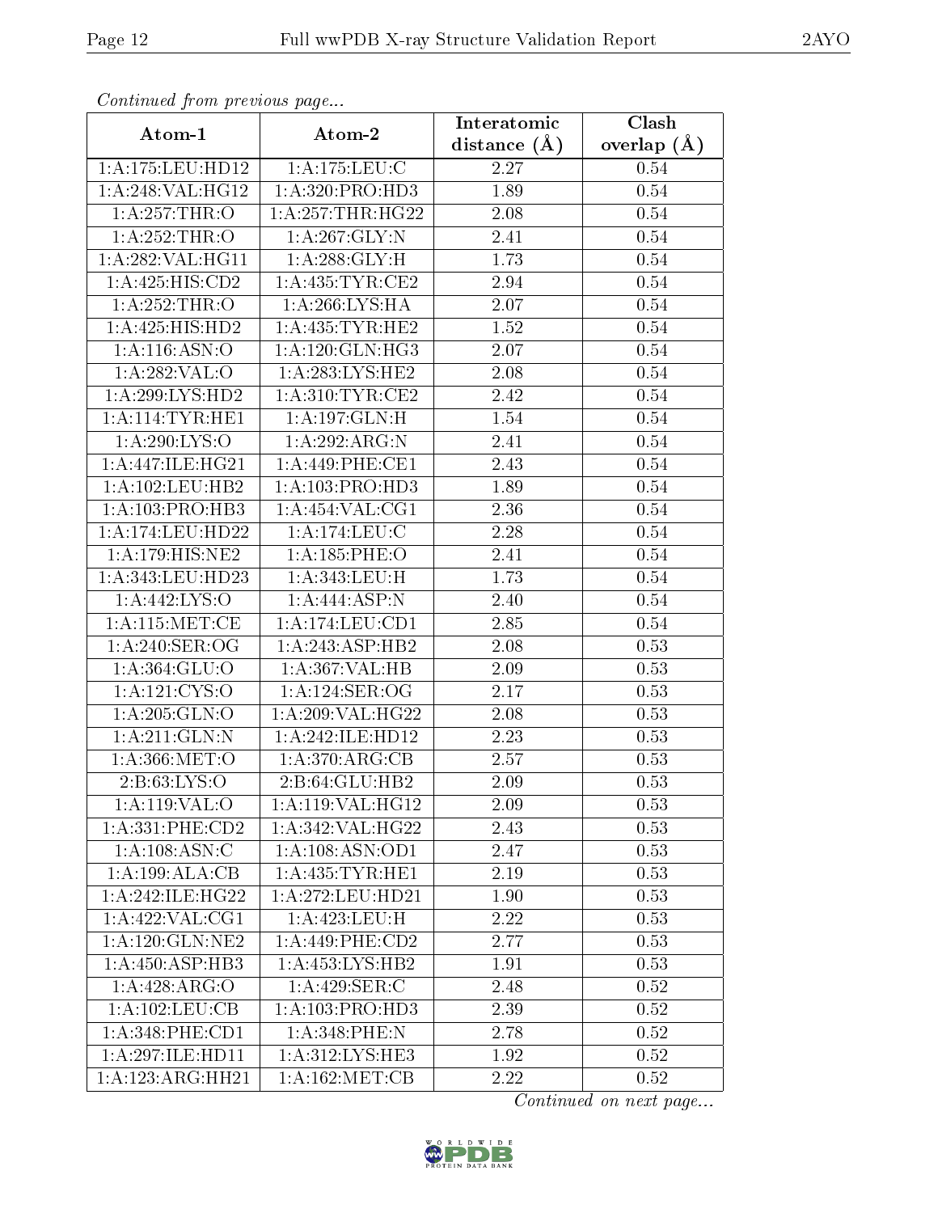*Continued from previous page...*

| Atom-1 | Atom-2 | Interatomic distance (Å) | Clash overlap (Å) |
|---|---|---|---|
| 1:A:175:LEU:HD12 | 1:A:175:LEU:C | 2.27 | 0.54 |
| 1:A:248:VAL:HG12 | 1:A:320:PRO:HD3 | 1.89 | 0.54 |
| 1:A:257:THR:O | 1:A:257:THR:HG22 | 2.08 | 0.54 |
| 1:A:252:THR:O | 1:A:267:GLY:N | 2.41 | 0.54 |
| 1:A:282:VAL:HG11 | 1:A:288:GLY:H | 1.73 | 0.54 |
| 1:A:425:HIS:CD2 | 1:A:435:TYR:CE2 | 2.94 | 0.54 |
| 1:A:252:THR:O | 1:A:266:LYS:HA | 2.07 | 0.54 |
| 1:A:425:HIS:HD2 | 1:A:435:TYR:HE2 | 1.52 | 0.54 |
| 1:A:116:ASN:O | 1:A:120:GLN:HG3 | 2.07 | 0.54 |
| 1:A:282:VAL:O | 1:A:283:LYS:HE2 | 2.08 | 0.54 |
| 1:A:299:LYS:HD2 | 1:A:310:TYR:CE2 | 2.42 | 0.54 |
| 1:A:114:TYR:HE1 | 1:A:197:GLN:H | 1.54 | 0.54 |
| 1:A:290:LYS:O | 1:A:292:ARG:N | 2.41 | 0.54 |
| 1:A:447:ILE:HG21 | 1:A:449:PHE:CE1 | 2.43 | 0.54 |
| 1:A:102:LEU:HB2 | 1:A:103:PRO:HD3 | 1.89 | 0.54 |
| 1:A:103:PRO:HB3 | 1:A:454:VAL:CG1 | 2.36 | 0.54 |
| 1:A:174:LEU:HD22 | 1:A:174:LEU:C | 2.28 | 0.54 |
| 1:A:179:HIS:NE2 | 1:A:185:PHE:O | 2.41 | 0.54 |
| 1:A:343:LEU:HD23 | 1:A:343:LEU:H | 1.73 | 0.54 |
| 1:A:442:LYS:O | 1:A:444:ASP:N | 2.40 | 0.54 |
| 1:A:115:MET:CE | 1:A:174:LEU:CD1 | 2.85 | 0.54 |
| 1:A:240:SER:OG | 1:A:243:ASP:HB2 | 2.08 | 0.53 |
| 1:A:364:GLU:O | 1:A:367:VAL:HB | 2.09 | 0.53 |
| 1:A:121:CYS:O | 1:A:124:SER:OG | 2.17 | 0.53 |
| 1:A:205:GLN:O | 1:A:209:VAL:HG22 | 2.08 | 0.53 |
| 1:A:211:GLN:N | 1:A:242:ILE:HD12 | 2.23 | 0.53 |
| 1:A:366:MET:O | 1:A:370:ARG:CB | 2.57 | 0.53 |
| 2:B:63:LYS:O | 2:B:64:GLU:HB2 | 2.09 | 0.53 |
| 1:A:119:VAL:O | 1:A:119:VAL:HG12 | 2.09 | 0.53 |
| 1:A:331:PHE:CD2 | 1:A:342:VAL:HG22 | 2.43 | 0.53 |
| 1:A:108:ASN:C | 1:A:108:ASN:OD1 | 2.47 | 0.53 |
| 1:A:199:ALA:CB | 1:A:435:TYR:HE1 | 2.19 | 0.53 |
| 1:A:242:ILE:HG22 | 1:A:272:LEU:HD21 | 1.90 | 0.53 |
| 1:A:422:VAL:CG1 | 1:A:423:LEU:H | 2.22 | 0.53 |
| 1:A:120:GLN:NE2 | 1:A:449:PHE:CD2 | 2.77 | 0.53 |
| 1:A:450:ASP:HB3 | 1:A:453:LYS:HB2 | 1.91 | 0.53 |
| 1:A:428:ARG:O | 1:A:429:SER:C | 2.48 | 0.52 |
| 1:A:102:LEU:CB | 1:A:103:PRO:HD3 | 2.39 | 0.52 |
| 1:A:348:PHE:CD1 | 1:A:348:PHE:N | 2.78 | 0.52 |
| 1:A:297:ILE:HD11 | 1:A:312:LYS:HE3 | 1.92 | 0.52 |
| 1:A:123:ARG:HH21 | 1:A:162:MET:CB | 2.22 | 0.52 |

*Continued on next page...*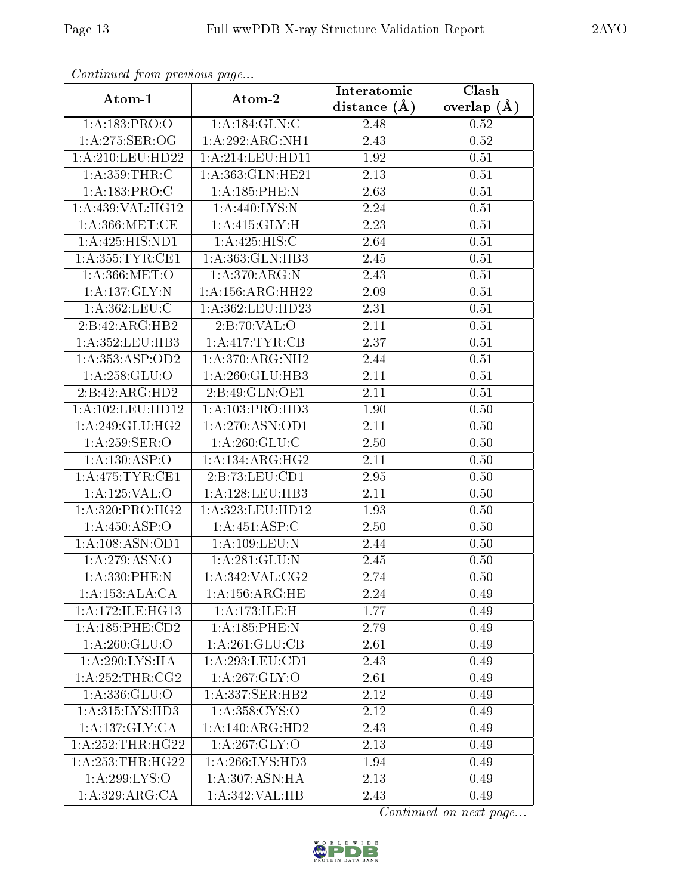*Continued from previous page...*

| Atom-1 | Atom-2 | Interatomic distance (Å) | Clash overlap (Å) |
|---|---|---|---|
| 1:A:183:PRO:O | 1:A:184:GLN:C | 2.48 | 0.52 |
| 1:A:275:SER:OG | 1:A:292:ARG:NH1 | 2.43 | 0.52 |
| 1:A:210:LEU:HD22 | 1:A:214:LEU:HD11 | 1.92 | 0.51 |
| 1:A:359:THR:C | 1:A:363:GLN:HE21 | 2.13 | 0.51 |
| 1:A:183:PRO:C | 1:A:185:PHE:N | 2.63 | 0.51 |
| 1:A:439:VAL:HG12 | 1:A:440:LYS:N | 2.24 | 0.51 |
| 1:A:366:MET:CE | 1:A:415:GLY:H | 2.23 | 0.51 |
| 1:A:425:HIS:ND1 | 1:A:425:HIS:C | 2.64 | 0.51 |
| 1:A:355:TYR:CE1 | 1:A:363:GLN:HB3 | 2.45 | 0.51 |
| 1:A:366:MET:O | 1:A:370:ARG:N | 2.43 | 0.51 |
| 1:A:137:GLY:N | 1:A:156:ARG:HH22 | 2.09 | 0.51 |
| 1:A:362:LEU:C | 1:A:362:LEU:HD23 | 2.31 | 0.51 |
| 2:B:42:ARG:HB2 | 2:B:70:VAL:O | 2.11 | 0.51 |
| 1:A:352:LEU:HB3 | 1:A:417:TYR:CB | 2.37 | 0.51 |
| 1:A:353:ASP:OD2 | 1:A:370:ARG:NH2 | 2.44 | 0.51 |
| 1:A:258:GLU:O | 1:A:260:GLU:HB3 | 2.11 | 0.51 |
| 2:B:42:ARG:HD2 | 2:B:49:GLN:OE1 | 2.11 | 0.51 |
| 1:A:102:LEU:HD12 | 1:A:103:PRO:HD3 | 1.90 | 0.50 |
| 1:A:249:GLU:HG2 | 1:A:270:ASN:OD1 | 2.11 | 0.50 |
| 1:A:259:SER:O | 1:A:260:GLU:C | 2.50 | 0.50 |
| 1:A:130:ASP:O | 1:A:134:ARG:HG2 | 2.11 | 0.50 |
| 1:A:475:TYR:CE1 | 2:B:73:LEU:CD1 | 2.95 | 0.50 |
| 1:A:125:VAL:O | 1:A:128:LEU:HB3 | 2.11 | 0.50 |
| 1:A:320:PRO:HG2 | 1:A:323:LEU:HD12 | 1.93 | 0.50 |
| 1:A:450:ASP:O | 1:A:451:ASP:C | 2.50 | 0.50 |
| 1:A:108:ASN:OD1 | 1:A:109:LEU:N | 2.44 | 0.50 |
| 1:A:279:ASN:O | 1:A:281:GLU:N | 2.45 | 0.50 |
| 1:A:330:PHE:N | 1:A:342:VAL:CG2 | 2.74 | 0.50 |
| 1:A:153:ALA:CA | 1:A:156:ARG:HE | 2.24 | 0.49 |
| 1:A:172:ILE:HG13 | 1:A:173:ILE:H | 1.77 | 0.49 |
| 1:A:185:PHE:CD2 | 1:A:185:PHE:N | 2.79 | 0.49 |
| 1:A:260:GLU:O | 1:A:261:GLU:CB | 2.61 | 0.49 |
| 1:A:290:LYS:HA | 1:A:293:LEU:CD1 | 2.43 | 0.49 |
| 1:A:252:THR:CG2 | 1:A:267:GLY:O | 2.61 | 0.49 |
| 1:A:336:GLU:O | 1:A:337:SER:HB2 | 2.12 | 0.49 |
| 1:A:315:LYS:HD3 | 1:A:358:CYS:O | 2.12 | 0.49 |
| 1:A:137:GLY:CA | 1:A:140:ARG:HD2 | 2.43 | 0.49 |
| 1:A:252:THR:HG22 | 1:A:267:GLY:O | 2.13 | 0.49 |
| 1:A:253:THR:HG22 | 1:A:266:LYS:HD3 | 1.94 | 0.49 |
| 1:A:299:LYS:O | 1:A:307:ASN:HA | 2.13 | 0.49 |
| 1:A:329:ARG:CA | 1:A:342:VAL:HB | 2.43 | 0.49 |

*Continued on next page...*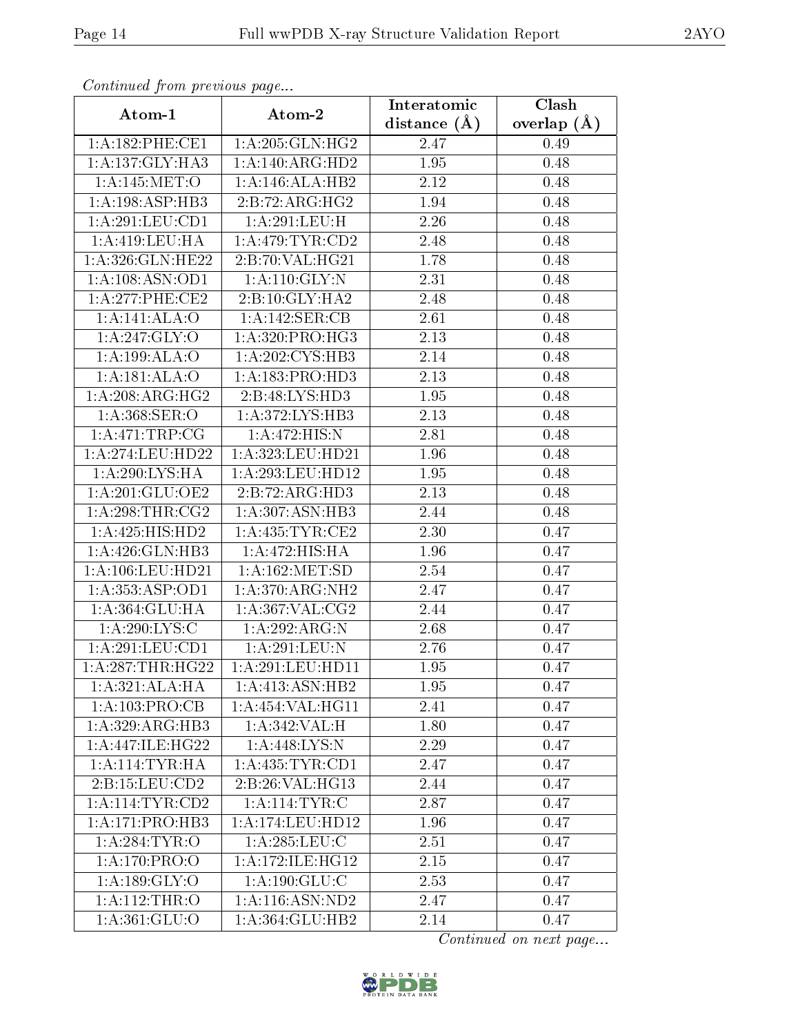*Continued from previous page...*

| Atom-1 | Atom-2 | Interatomic distance (Å) | Clash overlap (Å) |
|---|---|---|---|
| 1:A:182:PHE:CE1 | 1:A:205:GLN:HG2 | 2.47 | 0.49 |
| 1:A:137:GLY:HA3 | 1:A:140:ARG:HD2 | 1.95 | 0.48 |
| 1:A:145:MET:O | 1:A:146:ALA:HB2 | 2.12 | 0.48 |
| 1:A:198:ASP:HB3 | 2:B:72:ARG:HG2 | 1.94 | 0.48 |
| 1:A:291:LEU:CD1 | 1:A:291:LEU:H | 2.26 | 0.48 |
| 1:A:419:LEU:HA | 1:A:479:TYR:CD2 | 2.48 | 0.48 |
| 1:A:326:GLN:HE22 | 2:B:70:VAL:HG21 | 1.78 | 0.48 |
| 1:A:108:ASN:OD1 | 1:A:110:GLY:N | 2.31 | 0.48 |
| 1:A:277:PHE:CE2 | 2:B:10:GLY:HA2 | 2.48 | 0.48 |
| 1:A:141:ALA:O | 1:A:142:SER:CB | 2.61 | 0.48 |
| 1:A:247:GLY:O | 1:A:320:PRO:HG3 | 2.13 | 0.48 |
| 1:A:199:ALA:O | 1:A:202:CYS:HB3 | 2.14 | 0.48 |
| 1:A:181:ALA:O | 1:A:183:PRO:HD3 | 2.13 | 0.48 |
| 1:A:208:ARG:HG2 | 2:B:48:LYS:HD3 | 1.95 | 0.48 |
| 1:A:368:SER:O | 1:A:372:LYS:HB3 | 2.13 | 0.48 |
| 1:A:471:TRP:CG | 1:A:472:HIS:N | 2.81 | 0.48 |
| 1:A:274:LEU:HD22 | 1:A:323:LEU:HD21 | 1.96 | 0.48 |
| 1:A:290:LYS:HA | 1:A:293:LEU:HD12 | 1.95 | 0.48 |
| 1:A:201:GLU:OE2 | 2:B:72:ARG:HD3 | 2.13 | 0.48 |
| 1:A:298:THR:CG2 | 1:A:307:ASN:HB3 | 2.44 | 0.48 |
| 1:A:425:HIS:HD2 | 1:A:435:TYR:CE2 | 2.30 | 0.47 |
| 1:A:426:GLN:HB3 | 1:A:472:HIS:HA | 1.96 | 0.47 |
| 1:A:106:LEU:HD21 | 1:A:162:MET:SD | 2.54 | 0.47 |
| 1:A:353:ASP:OD1 | 1:A:370:ARG:NH2 | 2.47 | 0.47 |
| 1:A:364:GLU:HA | 1:A:367:VAL:CG2 | 2.44 | 0.47 |
| 1:A:290:LYS:C | 1:A:292:ARG:N | 2.68 | 0.47 |
| 1:A:291:LEU:CD1 | 1:A:291:LEU:N | 2.76 | 0.47 |
| 1:A:287:THR:HG22 | 1:A:291:LEU:HD11 | 1.95 | 0.47 |
| 1:A:321:ALA:HA | 1:A:413:ASN:HB2 | 1.95 | 0.47 |
| 1:A:103:PRO:CB | 1:A:454:VAL:HG11 | 2.41 | 0.47 |
| 1:A:329:ARG:HB3 | 1:A:342:VAL:H | 1.80 | 0.47 |
| 1:A:447:ILE:HG22 | 1:A:448:LYS:N | 2.29 | 0.47 |
| 1:A:114:TYR:HA | 1:A:435:TYR:CD1 | 2.47 | 0.47 |
| 2:B:15:LEU:CD2 | 2:B:26:VAL:HG13 | 2.44 | 0.47 |
| 1:A:114:TYR:CD2 | 1:A:114:TYR:C | 2.87 | 0.47 |
| 1:A:171:PRO:HB3 | 1:A:174:LEU:HD12 | 1.96 | 0.47 |
| 1:A:284:TYR:O | 1:A:285:LEU:C | 2.51 | 0.47 |
| 1:A:170:PRO:O | 1:A:172:ILE:HG12 | 2.15 | 0.47 |
| 1:A:189:GLY:O | 1:A:190:GLU:C | 2.53 | 0.47 |
| 1:A:112:THR:O | 1:A:116:ASN:ND2 | 2.47 | 0.47 |
| 1:A:361:GLU:O | 1:A:364:GLU:HB2 | 2.14 | 0.47 |

*Continued on next page...*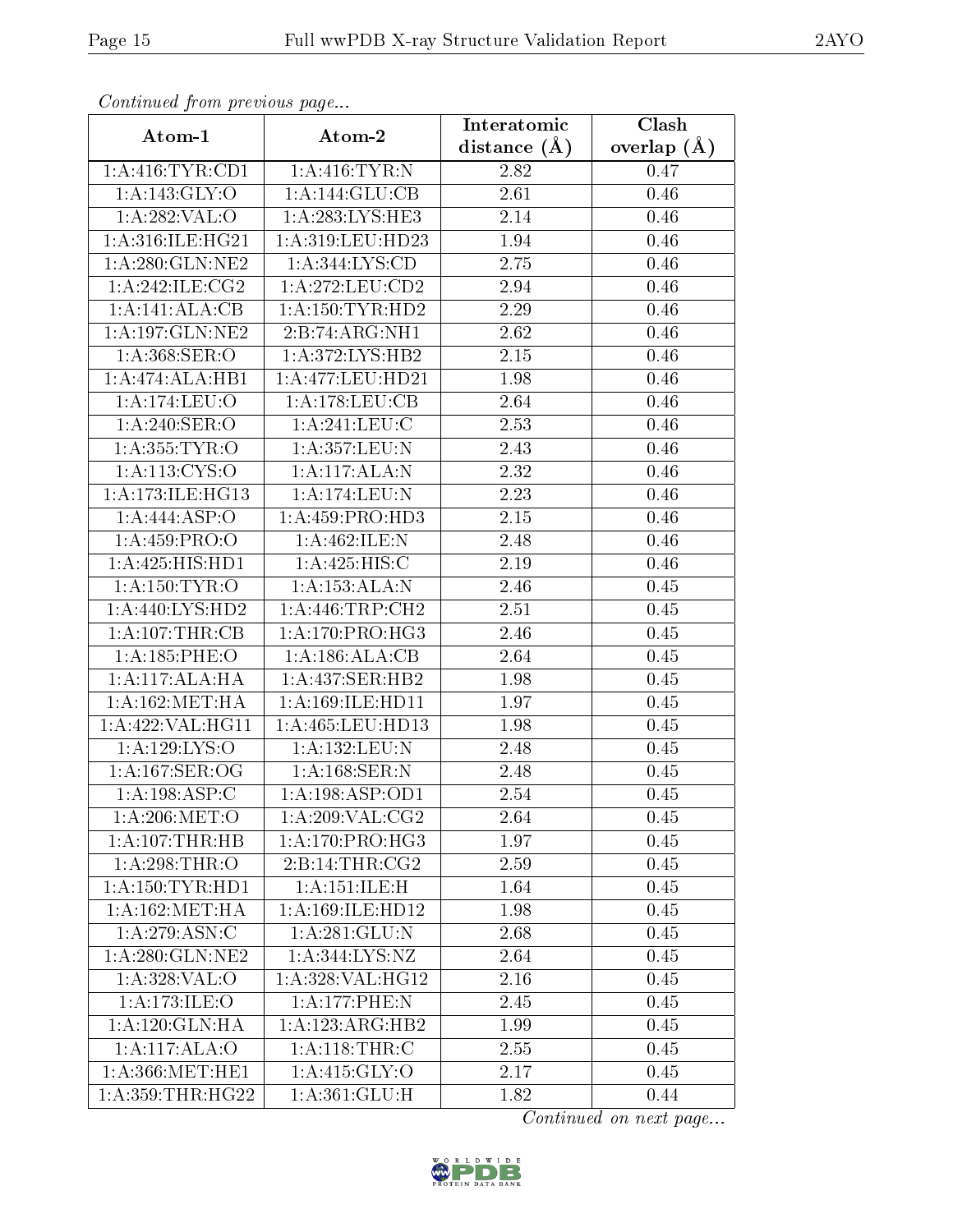*Continued from previous page...*

| Atom-1 | Atom-2 | Interatomic distance (Å) | Clash overlap (Å) |
|---|---|---|---|
| 1:A:416:TYR:CD1 | 1:A:416:TYR:N | 2.82 | 0.47 |
| 1:A:143:GLY:O | 1:A:144:GLU:CB | 2.61 | 0.46 |
| 1:A:282:VAL:O | 1:A:283:LYS:HE3 | 2.14 | 0.46 |
| 1:A:316:ILE:HG21 | 1:A:319:LEU:HD23 | 1.94 | 0.46 |
| 1:A:280:GLN:NE2 | 1:A:344:LYS:CD | 2.75 | 0.46 |
| 1:A:242:ILE:CG2 | 1:A:272:LEU:CD2 | 2.94 | 0.46 |
| 1:A:141:ALA:CB | 1:A:150:TYR:HD2 | 2.29 | 0.46 |
| 1:A:197:GLN:NE2 | 2:B:74:ARG:NH1 | 2.62 | 0.46 |
| 1:A:368:SER:O | 1:A:372:LYS:HB2 | 2.15 | 0.46 |
| 1:A:474:ALA:HB1 | 1:A:477:LEU:HD21 | 1.98 | 0.46 |
| 1:A:174:LEU:O | 1:A:178:LEU:CB | 2.64 | 0.46 |
| 1:A:240:SER:O | 1:A:241:LEU:C | 2.53 | 0.46 |
| 1:A:355:TYR:O | 1:A:357:LEU:N | 2.43 | 0.46 |
| 1:A:113:CYS:O | 1:A:117:ALA:N | 2.32 | 0.46 |
| 1:A:173:ILE:HG13 | 1:A:174:LEU:N | 2.23 | 0.46 |
| 1:A:444:ASP:O | 1:A:459:PRO:HD3 | 2.15 | 0.46 |
| 1:A:459:PRO:O | 1:A:462:ILE:N | 2.48 | 0.46 |
| 1:A:425:HIS:HD1 | 1:A:425:HIS:C | 2.19 | 0.46 |
| 1:A:150:TYR:O | 1:A:153:ALA:N | 2.46 | 0.45 |
| 1:A:440:LYS:HD2 | 1:A:446:TRP:CH2 | 2.51 | 0.45 |
| 1:A:107:THR:CB | 1:A:170:PRO:HG3 | 2.46 | 0.45 |
| 1:A:185:PHE:O | 1:A:186:ALA:CB | 2.64 | 0.45 |
| 1:A:117:ALA:HA | 1:A:437:SER:HB2 | 1.98 | 0.45 |
| 1:A:162:MET:HA | 1:A:169:ILE:HD11 | 1.97 | 0.45 |
| 1:A:422:VAL:HG11 | 1:A:465:LEU:HD13 | 1.98 | 0.45 |
| 1:A:129:LYS:O | 1:A:132:LEU:N | 2.48 | 0.45 |
| 1:A:167:SER:OG | 1:A:168:SER:N | 2.48 | 0.45 |
| 1:A:198:ASP:C | 1:A:198:ASP:OD1 | 2.54 | 0.45 |
| 1:A:206:MET:O | 1:A:209:VAL:CG2 | 2.64 | 0.45 |
| 1:A:107:THR:HB | 1:A:170:PRO:HG3 | 1.97 | 0.45 |
| 1:A:298:THR:O | 2:B:14:THR:CG2 | 2.59 | 0.45 |
| 1:A:150:TYR:HD1 | 1:A:151:ILE:H | 1.64 | 0.45 |
| 1:A:162:MET:HA | 1:A:169:ILE:HD12 | 1.98 | 0.45 |
| 1:A:279:ASN:C | 1:A:281:GLU:N | 2.68 | 0.45 |
| 1:A:280:GLN:NE2 | 1:A:344:LYS:NZ | 2.64 | 0.45 |
| 1:A:328:VAL:O | 1:A:328:VAL:HG12 | 2.16 | 0.45 |
| 1:A:173:ILE:O | 1:A:177:PHE:N | 2.45 | 0.45 |
| 1:A:120:GLN:HA | 1:A:123:ARG:HB2 | 1.99 | 0.45 |
| 1:A:117:ALA:O | 1:A:118:THR:C | 2.55 | 0.45 |
| 1:A:366:MET:HE1 | 1:A:415:GLY:O | 2.17 | 0.45 |
| 1:A:359:THR:HG22 | 1:A:361:GLU:H | 1.82 | 0.44 |

*Continued on next page...*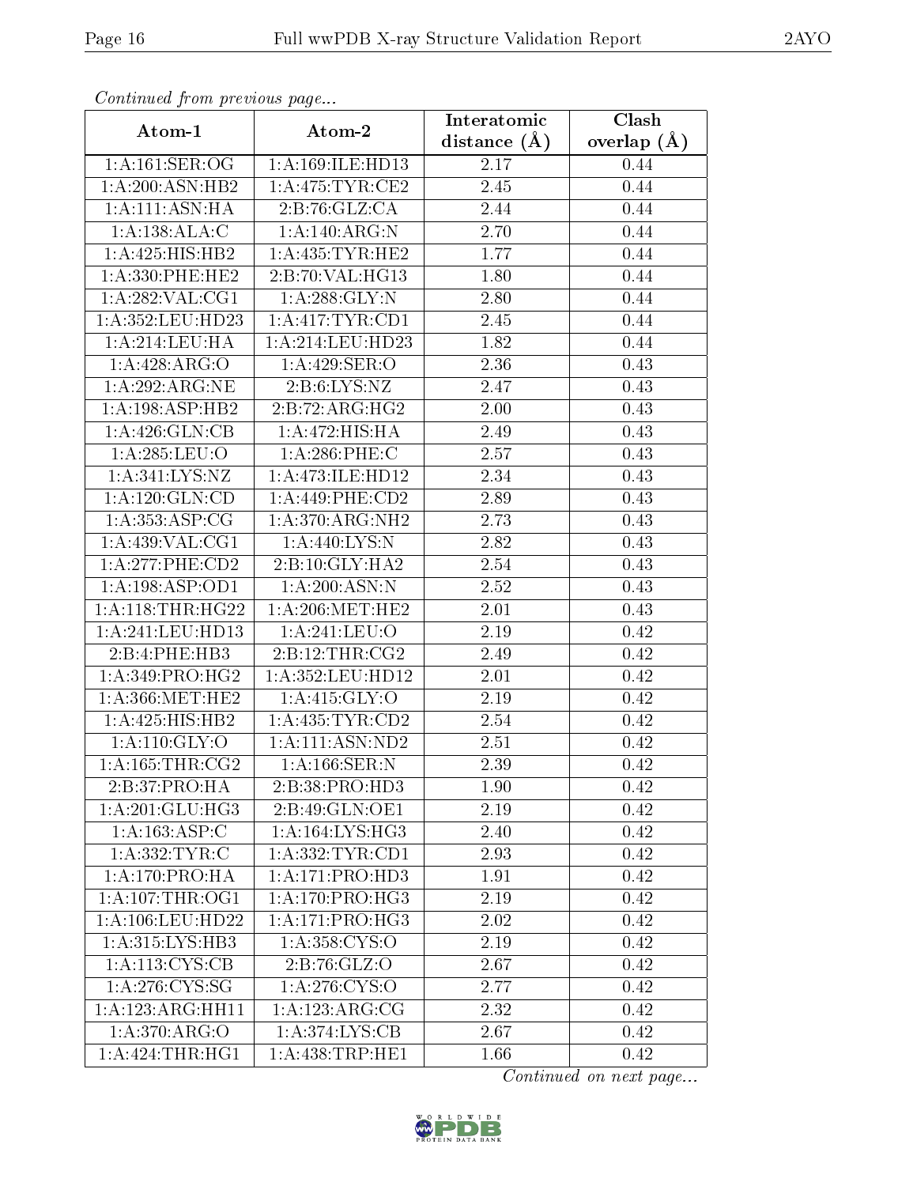*Continued from previous page...*

| Atom-1 | Atom-2 | Interatomic distance (Å) | Clash overlap (Å) |
|---|---|---|---|
| 1:A:161:SER:OG | 1:A:169:ILE:HD13 | 2.17 | 0.44 |
| 1:A:200:ASN:HB2 | 1:A:475:TYR:CE2 | 2.45 | 0.44 |
| 1:A:111:ASN:HA | 2:B:76:GLZ:CA | 2.44 | 0.44 |
| 1:A:138:ALA:C | 1:A:140:ARG:N | 2.70 | 0.44 |
| 1:A:425:HIS:HB2 | 1:A:435:TYR:HE2 | 1.77 | 0.44 |
| 1:A:330:PHE:HE2 | 2:B:70:VAL:HG13 | 1.80 | 0.44 |
| 1:A:282:VAL:CG1 | 1:A:288:GLY:N | 2.80 | 0.44 |
| 1:A:352:LEU:HD23 | 1:A:417:TYR:CD1 | 2.45 | 0.44 |
| 1:A:214:LEU:HA | 1:A:214:LEU:HD23 | 1.82 | 0.44 |
| 1:A:428:ARG:O | 1:A:429:SER:O | 2.36 | 0.43 |
| 1:A:292:ARG:NE | 2:B:6:LYS:NZ | 2.47 | 0.43 |
| 1:A:198:ASP:HB2 | 2:B:72:ARG:HG2 | 2.00 | 0.43 |
| 1:A:426:GLN:CB | 1:A:472:HIS:HA | 2.49 | 0.43 |
| 1:A:285:LEU:O | 1:A:286:PHE:C | 2.57 | 0.43 |
| 1:A:341:LYS:NZ | 1:A:473:ILE:HD12 | 2.34 | 0.43 |
| 1:A:120:GLN:CD | 1:A:449:PHE:CD2 | 2.89 | 0.43 |
| 1:A:353:ASP:CG | 1:A:370:ARG:NH2 | 2.73 | 0.43 |
| 1:A:439:VAL:CG1 | 1:A:440:LYS:N | 2.82 | 0.43 |
| 1:A:277:PHE:CD2 | 2:B:10:GLY:HA2 | 2.54 | 0.43 |
| 1:A:198:ASP:OD1 | 1:A:200:ASN:N | 2.52 | 0.43 |
| 1:A:118:THR:HG22 | 1:A:206:MET:HE2 | 2.01 | 0.43 |
| 1:A:241:LEU:HD13 | 1:A:241:LEU:O | 2.19 | 0.42 |
| 2:B:4:PHE:HB3 | 2:B:12:THR:CG2 | 2.49 | 0.42 |
| 1:A:349:PRO:HG2 | 1:A:352:LEU:HD12 | 2.01 | 0.42 |
| 1:A:366:MET:HE2 | 1:A:415:GLY:O | 2.19 | 0.42 |
| 1:A:425:HIS:HB2 | 1:A:435:TYR:CD2 | 2.54 | 0.42 |
| 1:A:110:GLY:O | 1:A:111:ASN:ND2 | 2.51 | 0.42 |
| 1:A:165:THR:CG2 | 1:A:166:SER:N | 2.39 | 0.42 |
| 2:B:37:PRO:HA | 2:B:38:PRO:HD3 | 1.90 | 0.42 |
| 1:A:201:GLU:HG3 | 2:B:49:GLN:OE1 | 2.19 | 0.42 |
| 1:A:163:ASP:C | 1:A:164:LYS:HG3 | 2.40 | 0.42 |
| 1:A:332:TYR:C | 1:A:332:TYR:CD1 | 2.93 | 0.42 |
| 1:A:170:PRO:HA | 1:A:171:PRO:HD3 | 1.91 | 0.42 |
| 1:A:107:THR:OG1 | 1:A:170:PRO:HG3 | 2.19 | 0.42 |
| 1:A:106:LEU:HD22 | 1:A:171:PRO:HG3 | 2.02 | 0.42 |
| 1:A:315:LYS:HB3 | 1:A:358:CYS:O | 2.19 | 0.42 |
| 1:A:113:CYS:CB | 2:B:76:GLZ:O | 2.67 | 0.42 |
| 1:A:276:CYS:SG | 1:A:276:CYS:O | 2.77 | 0.42 |
| 1:A:123:ARG:HH11 | 1:A:123:ARG:CG | 2.32 | 0.42 |
| 1:A:370:ARG:O | 1:A:374:LYS:CB | 2.67 | 0.42 |
| 1:A:424:THR:HG1 | 1:A:438:TRP:HE1 | 1.66 | 0.42 |

*Continued on next page...*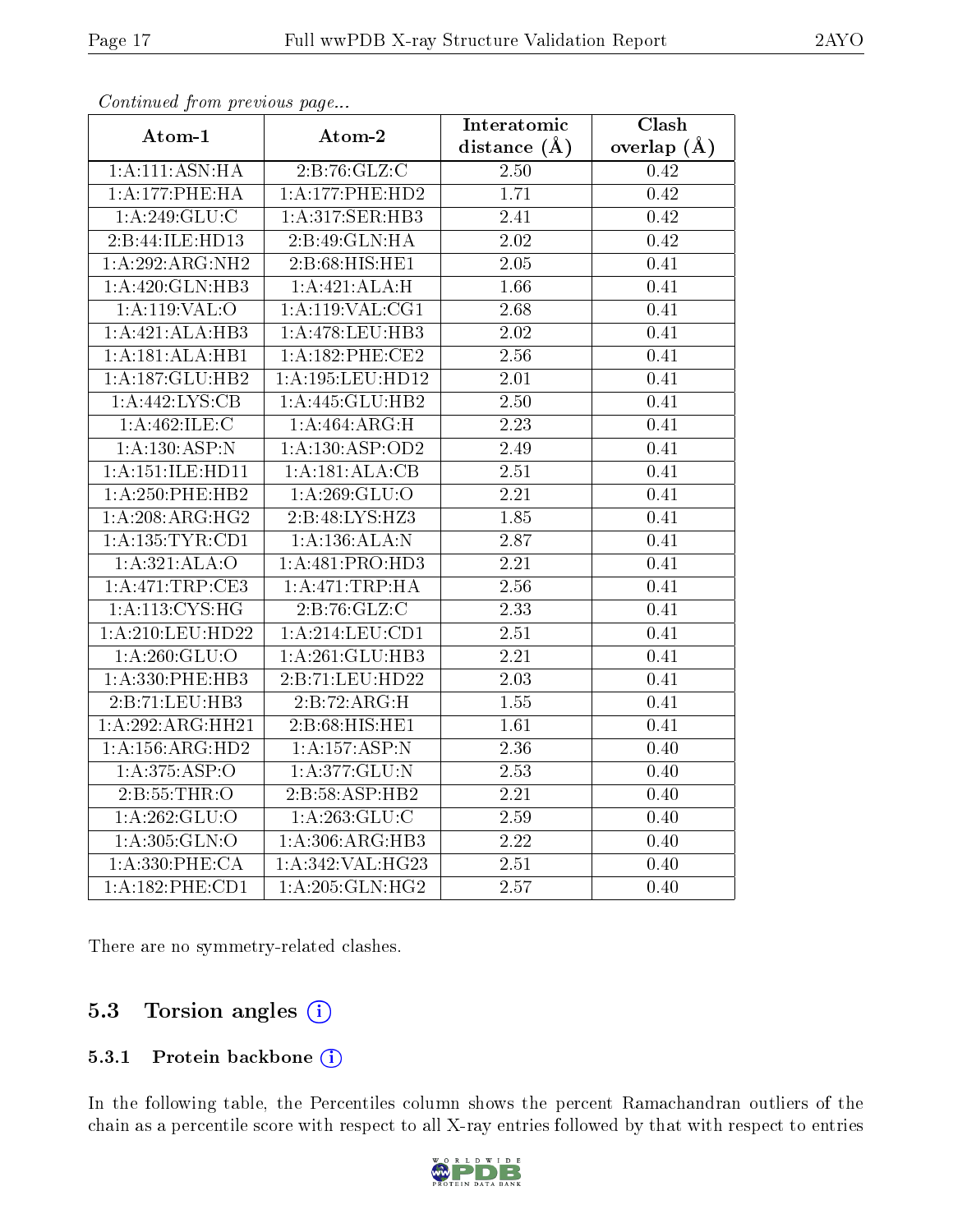*Continued from previous page...*

| Atom-1 | Atom-2 | Interatomic distance (Å) | Clash overlap (Å) |
|---|---|---|---|
| 1:A:111:ASN:HA | 2:B:76:GLZ:C | 2.50 | 0.42 |
| 1:A:177:PHE:HA | 1:A:177:PHE:HD2 | 1.71 | 0.42 |
| 1:A:249:GLU:C | 1:A:317:SER:HB3 | 2.41 | 0.42 |
| 2:B:44:ILE:HD13 | 2:B:49:GLN:HA | 2.02 | 0.42 |
| 1:A:292:ARG:NH2 | 2:B:68:HIS:HE1 | 2.05 | 0.41 |
| 1:A:420:GLN:HB3 | 1:A:421:ALA:H | 1.66 | 0.41 |
| 1:A:119:VAL:O | 1:A:119:VAL:CG1 | 2.68 | 0.41 |
| 1:A:421:ALA:HB3 | 1:A:478:LEU:HB3 | 2.02 | 0.41 |
| 1:A:181:ALA:HB1 | 1:A:182:PHE:CE2 | 2.56 | 0.41 |
| 1:A:187:GLU:HB2 | 1:A:195:LEU:HD12 | 2.01 | 0.41 |
| 1:A:442:LYS:CB | 1:A:445:GLU:HB2 | 2.50 | 0.41 |
| 1:A:462:ILE:C | 1:A:464:ARG:H | 2.23 | 0.41 |
| 1:A:130:ASP:N | 1:A:130:ASP:OD2 | 2.49 | 0.41 |
| 1:A:151:ILE:HD11 | 1:A:181:ALA:CB | 2.51 | 0.41 |
| 1:A:250:PHE:HB2 | 1:A:269:GLU:O | 2.21 | 0.41 |
| 1:A:208:ARG:HG2 | 2:B:48:LYS:HZ3 | 1.85 | 0.41 |
| 1:A:135:TYR:CD1 | 1:A:136:ALA:N | 2.87 | 0.41 |
| 1:A:321:ALA:O | 1:A:481:PRO:HD3 | 2.21 | 0.41 |
| 1:A:471:TRP:CE3 | 1:A:471:TRP:HA | 2.56 | 0.41 |
| 1:A:113:CYS:HG | 2:B:76:GLZ:C | 2.33 | 0.41 |
| 1:A:210:LEU:HD22 | 1:A:214:LEU:CD1 | 2.51 | 0.41 |
| 1:A:260:GLU:O | 1:A:261:GLU:HB3 | 2.21 | 0.41 |
| 1:A:330:PHE:HB3 | 2:B:71:LEU:HD22 | 2.03 | 0.41 |
| 2:B:71:LEU:HB3 | 2:B:72:ARG:H | 1.55 | 0.41 |
| 1:A:292:ARG:HH21 | 2:B:68:HIS:HE1 | 1.61 | 0.41 |
| 1:A:156:ARG:HD2 | 1:A:157:ASP:N | 2.36 | 0.40 |
| 1:A:375:ASP:O | 1:A:377:GLU:N | 2.53 | 0.40 |
| 2:B:55:THR:O | 2:B:58:ASP:HB2 | 2.21 | 0.40 |
| 1:A:262:GLU:O | 1:A:263:GLU:C | 2.59 | 0.40 |
| 1:A:305:GLN:O | 1:A:306:ARG:HB3 | 2.22 | 0.40 |
| 1:A:330:PHE:CA | 1:A:342:VAL:HG23 | 2.51 | 0.40 |
| 1:A:182:PHE:CD1 | 1:A:205:GLN:HG2 | 2.57 | 0.40 |

There are no symmetry-related clashes.

## 5.3 Torsion angles

### 5.3.1 Protein backbone

In the following table, the Percentiles column shows the percent Ramachandran outliers of the chain as a percentile score with respect to all X-ray entries followed by that with respect to entries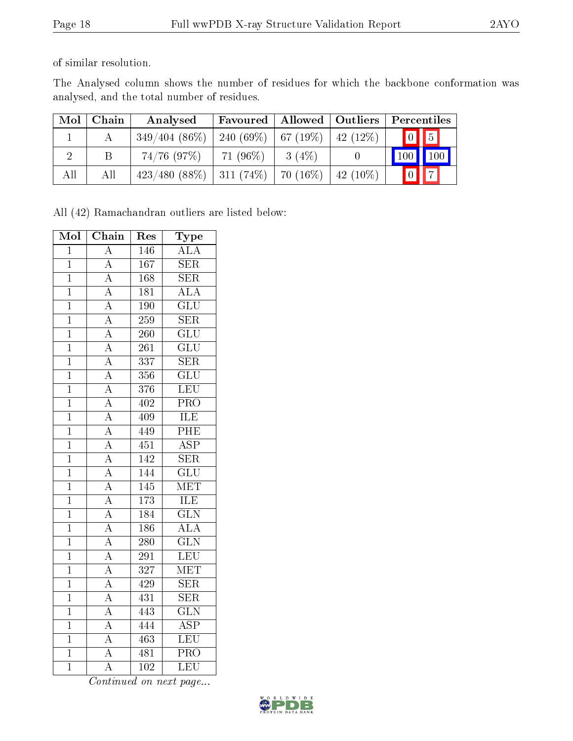of similar resolution.

The Analysed column shows the number of residues for which the backbone conformation was analysed, and the total number of residues.

| Mol | Chain | Analysed | Favoured | Allowed | Outliers | Percentiles | |
|---|---|---|---|---|---|---|---|
| 1 | A | 349/404 (86%) | 240 (69%) | 67 (19%) | 42 (12%) | 0 | 5 |
| 2 | B | 74/76 (97%) | 71 (96%) | 3 (4%) | 0 | 100 | 100 |
| All | All | 423/480 (88%) | 311 (74%) | 70 (16%) | 42 (10%) | 0 | 7 |

All (42) Ramachandran outliers are listed below:

| Mol | Chain | Res | Type |
|---|---|---|---|
| 1 | A | 146 | ALA |
| 1 | A | 167 | SER |
| 1 | A | 168 | SER |
| 1 | A | 181 | ALA |
| 1 | A | 190 | GLU |
| 1 | A | 259 | SER |
| 1 | A | 260 | GLU |
| 1 | A | 261 | GLU |
| 1 | A | 337 | SER |
| 1 | A | 356 | GLU |
| 1 | A | 376 | LEU |
| 1 | A | 402 | PRO |
| 1 | A | 409 | ILE |
| 1 | A | 449 | PHE |
| 1 | A | 451 | ASP |
| 1 | A | 142 | SER |
| 1 | A | 144 | GLU |
| 1 | A | 145 | MET |
| 1 | A | 173 | ILE |
| 1 | A | 184 | GLN |
| 1 | A | 186 | ALA |
| 1 | A | 280 | GLN |
| 1 | A | 291 | LEU |
| 1 | A | 327 | MET |
| 1 | A | 429 | SER |
| 1 | A | 431 | SER |
| 1 | A | 443 | GLN |
| 1 | A | 444 | ASP |
| 1 | A | 463 | LEU |
| 1 | A | 481 | PRO |
| 1 | A | 102 | LEU |

*Continued on next page...*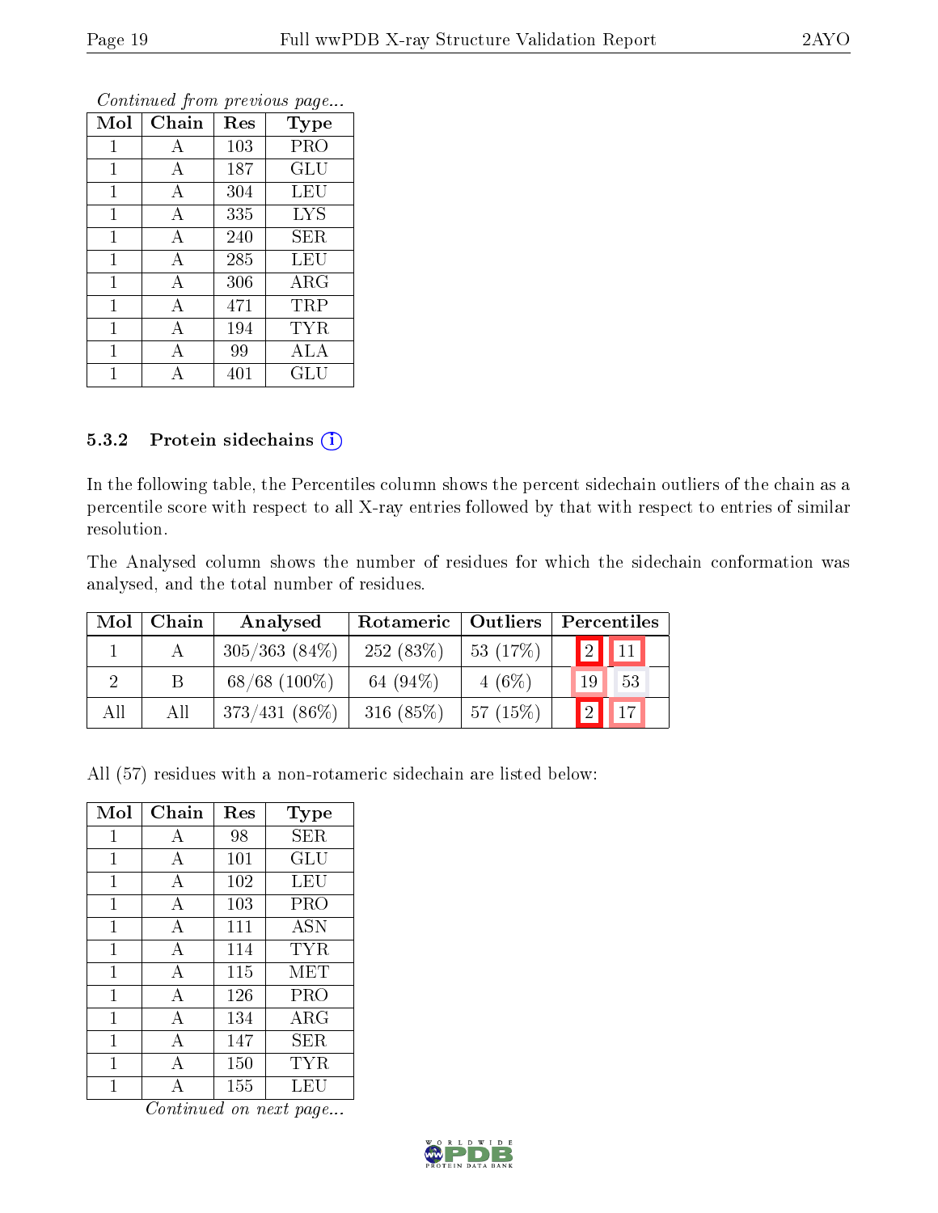*Continued from previous page...*

| Mol | Chain | Res | Type |
|---|---|---|---|
| 1 | A | 103 | PRO |
| 1 | A | 187 | GLU |
| 1 | A | 304 | LEU |
| 1 | A | 335 | LYS |
| 1 | A | 240 | SER |
| 1 | A | 285 | LEU |
| 1 | A | 306 | ARG |
| 1 | A | 471 | TRP |
| 1 | A | 194 | TYR |
| 1 | A | 99 | ALA |
| 1 | A | 401 | GLU |

### 5.3.2 Protein sidechains

In the following table, the Percentiles column shows the percent sidechain outliers of the chain as a percentile score with respect to all X-ray entries followed by that with respect to entries of similar resolution.

The Analysed column shows the number of residues for which the sidechain conformation was analysed, and the total number of residues.

| Mol | Chain | Analysed | Rotameric | Outliers | Percentiles | |
|---|---|---|---|---|---|---|
| 1 | A | 305/363 (84%) | 252 (83%) | 53 (17%) | 2 | 11 |
| 2 | B | 68/68 (100%) | 64 (94%) | 4 (6%) | 19 | 53 |
| All | All | 373/431 (86%) | 316 (85%) | 57 (15%) | 2 | 17 |

All (57) residues with a non-rotameric sidechain are listed below:

| Mol | Chain | Res | Type |
|---|---|---|---|
| 1 | A | 98 | SER |
| 1 | A | 101 | GLU |
| 1 | A | 102 | LEU |
| 1 | A | 103 | PRO |
| 1 | A | 111 | ASN |
| 1 | A | 114 | TYR |
| 1 | A | 115 | MET |
| 1 | A | 126 | PRO |
| 1 | A | 134 | ARG |
| 1 | A | 147 | SER |
| 1 | A | 150 | TYR |
| 1 | A | 155 | LEU |

*Continued on next page...*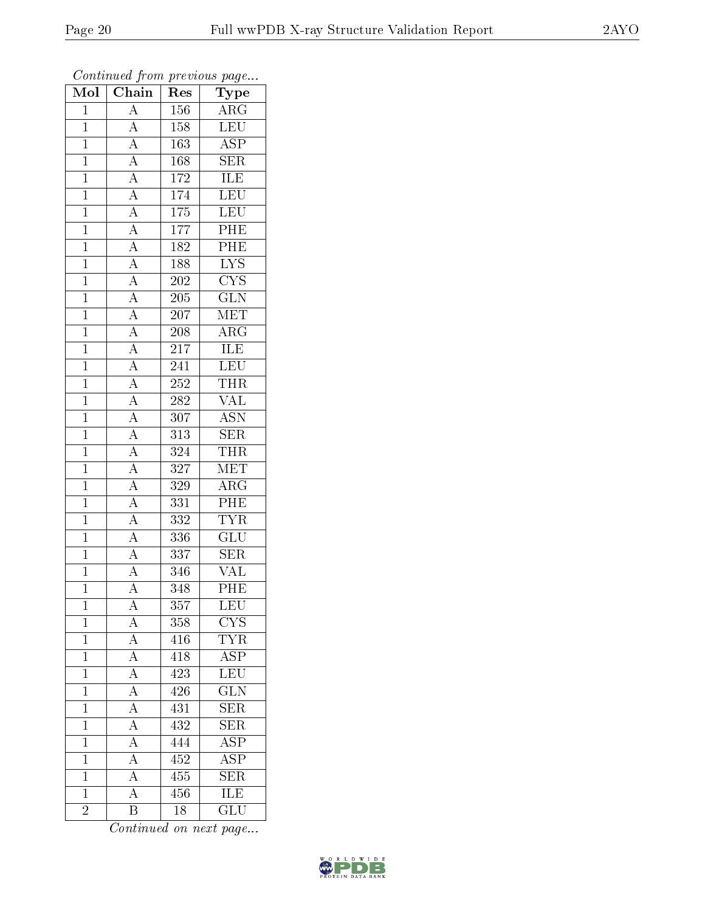*Continued from previous page...*

| Mol | Chain | Res | Type |
|---|---|---|---|
| 1 | A | 156 | ARG |
| 1 | A | 158 | LEU |
| 1 | A | 163 | ASP |
| 1 | A | 168 | SER |
| 1 | A | 172 | ILE |
| 1 | A | 174 | LEU |
| 1 | A | 175 | LEU |
| 1 | A | 177 | PHE |
| 1 | A | 182 | PHE |
| 1 | A | 188 | LYS |
| 1 | A | 202 | CYS |
| 1 | A | 205 | GLN |
| 1 | A | 207 | MET |
| 1 | A | 208 | ARG |
| 1 | A | 217 | ILE |
| 1 | A | 241 | LEU |
| 1 | A | 252 | THR |
| 1 | A | 282 | VAL |
| 1 | A | 307 | ASN |
| 1 | A | 313 | SER |
| 1 | A | 324 | THR |
| 1 | A | 327 | MET |
| 1 | A | 329 | ARG |
| 1 | A | 331 | PHE |
| 1 | A | 332 | TYR |
| 1 | A | 336 | GLU |
| 1 | A | 337 | SER |
| 1 | A | 346 | VAL |
| 1 | A | 348 | PHE |
| 1 | A | 357 | LEU |
| 1 | A | 358 | CYS |
| 1 | A | 416 | TYR |
| 1 | A | 418 | ASP |
| 1 | A | 423 | LEU |
| 1 | A | 426 | GLN |
| 1 | A | 431 | SER |
| 1 | A | 432 | SER |
| 1 | A | 444 | ASP |
| 1 | A | 452 | ASP |
| 1 | A | 455 | SER |
| 1 | A | 456 | ILE |
| 2 | B | 18 | GLU |

*Continued on next page...*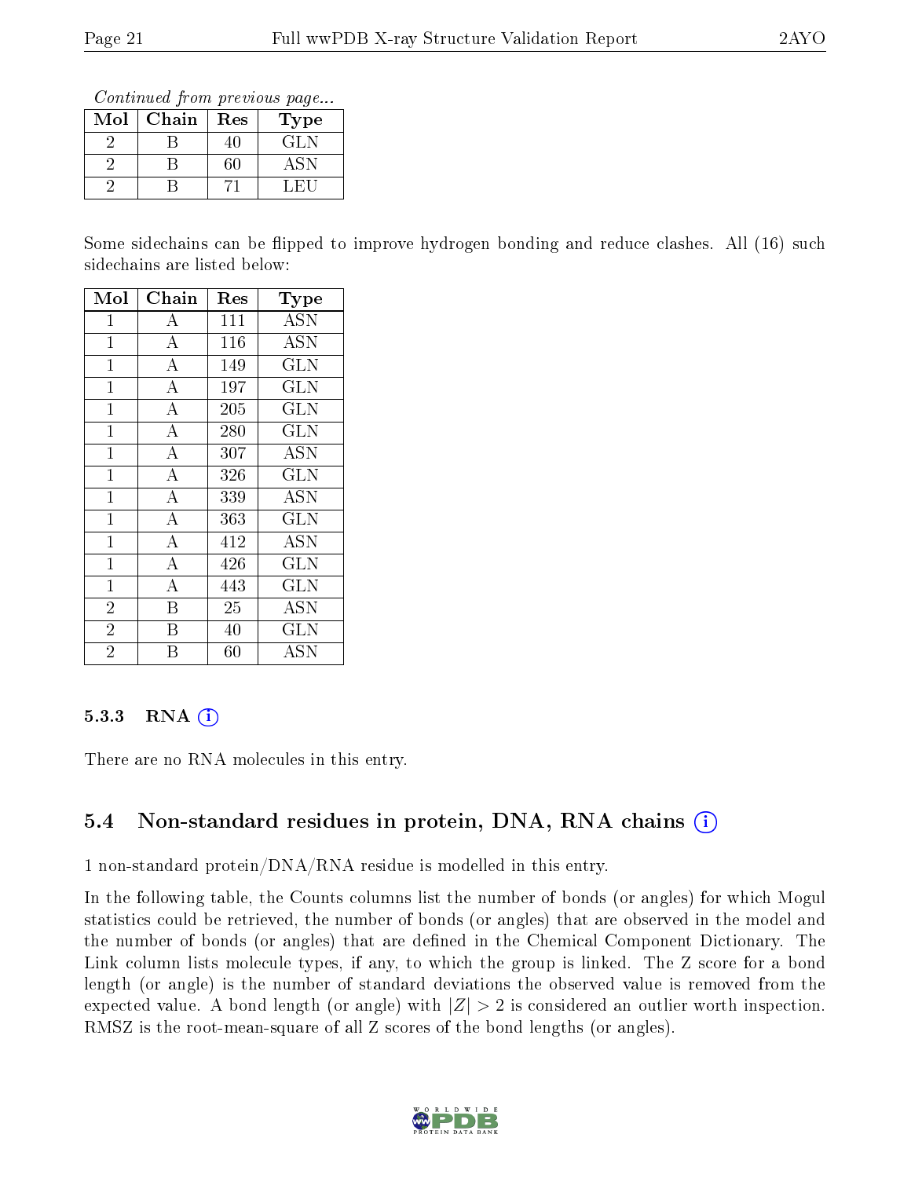*Continued from previous page...*

| Mol | Chain | Res | Type |
|---|---|---|---|
| 2 | B | 40 | GLN |
| 2 | B | 60 | ASN |
| 2 | B | 71 | LEU |

Some sidechains can be flipped to improve hydrogen bonding and reduce clashes. All (16) such sidechains are listed below:

| Mol | Chain | Res | Type |
|---|---|---|---|
| 1 | A | 111 | ASN |
| 1 | A | 116 | ASN |
| 1 | A | 149 | GLN |
| 1 | A | 197 | GLN |
| 1 | A | 205 | GLN |
| 1 | A | 280 | GLN |
| 1 | A | 307 | ASN |
| 1 | A | 326 | GLN |
| 1 | A | 339 | ASN |
| 1 | A | 363 | GLN |
| 1 | A | 412 | ASN |
| 1 | A | 426 | GLN |
| 1 | A | 443 | GLN |
| 2 | B | 25 | ASN |
| 2 | B | 40 | GLN |
| 2 | B | 60 | ASN |

### 5.3.3 RNA (i)

There are no RNA molecules in this entry.

## 5.4 Non-standard residues in protein, DNA, RNA chains (i)

1 non-standard protein/DNA/RNA residue is modelled in this entry.

In the following table, the Counts columns list the number of bonds (or angles) for which Mogul statistics could be retrieved, the number of bonds (or angles) that are observed in the model and the number of bonds (or angles) that are defined in the Chemical Component Dictionary. The Link column lists molecule types, if any, to which the group is linked. The Z score for a bond length (or angle) is the number of standard deviations the observed value is removed from the expected value. A bond length (or angle) with $|Z| > 2$ is considered an outlier worth inspection. RMSZ is the root-mean-square of all Z scores of the bond lengths (or angles).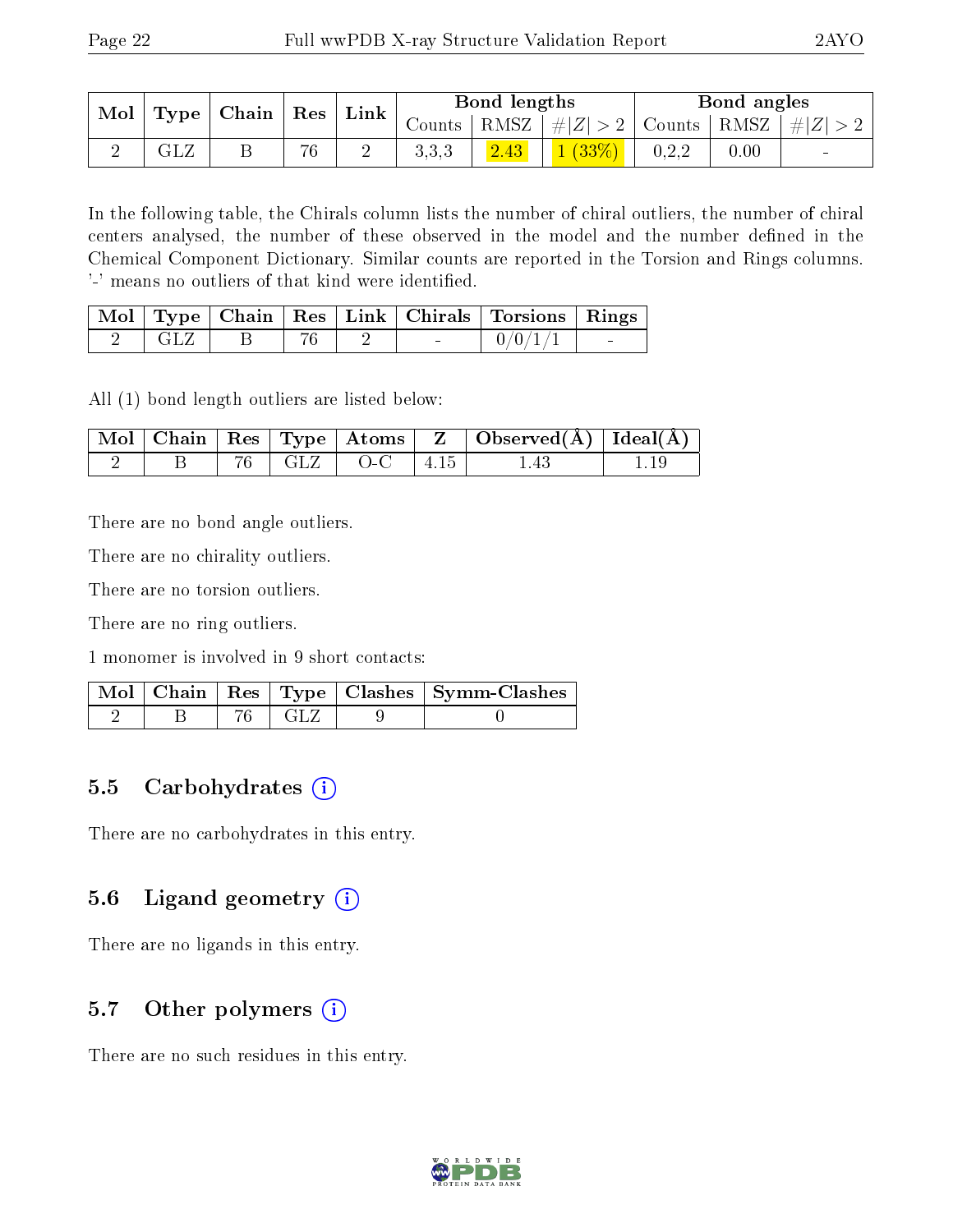| Mol | Type | Chain | Res | Link | Bond lengths | | | Bond angles | | |
|---|---|---|---|---|---|---|---|---|---|---|
| | | | | | Counts | RMSZ | #\|Z\| > 2 | Counts | RMSZ | #\|Z\| > 2 |
| 2 | GLZ | B | 76 | 2 | 3,3,3 | 2.43 | 1 (33%) | 0,2,2 | 0.00 | - |

In the following table, the Chirals column lists the number of chiral outliers, the number of chiral centers analysed, the number of these observed in the model and the number defined in the Chemical Component Dictionary. Similar counts are reported in the Torsion and Rings columns. '-' means no outliers of that kind were identified.

| Mol | Type | Chain | Res | Link | Chirals | Torsions | Rings |
|---|---|---|---|---|---|---|---|
| 2 | GLZ | B | 76 | 2 | - | 0/0/1/1 | - |

All (1) bond length outliers are listed below:

| Mol | Chain | Res | Type | Atoms | Z | Observed(Å) | Ideal(Å) |
|---|---|---|---|---|---|---|---|
| 2 | B | 76 | GLZ | O-C | 4.15 | 1.43 | 1.19 |

There are no bond angle outliers.

There are no chirality outliers.

There are no torsion outliers.

There are no ring outliers.

1 monomer is involved in 9 short contacts:

| Mol | Chain | Res | Type | Clashes | Symm-Clashes |
|---|---|---|---|---|---|
| 2 | B | 76 | GLZ | 9 | 0 |

### 5.5 Carbohydrates (i)

There are no carbohydrates in this entry.

### 5.6 Ligand geometry (i)

There are no ligands in this entry.

### 5.7 Other polymers (i)

There are no such residues in this entry.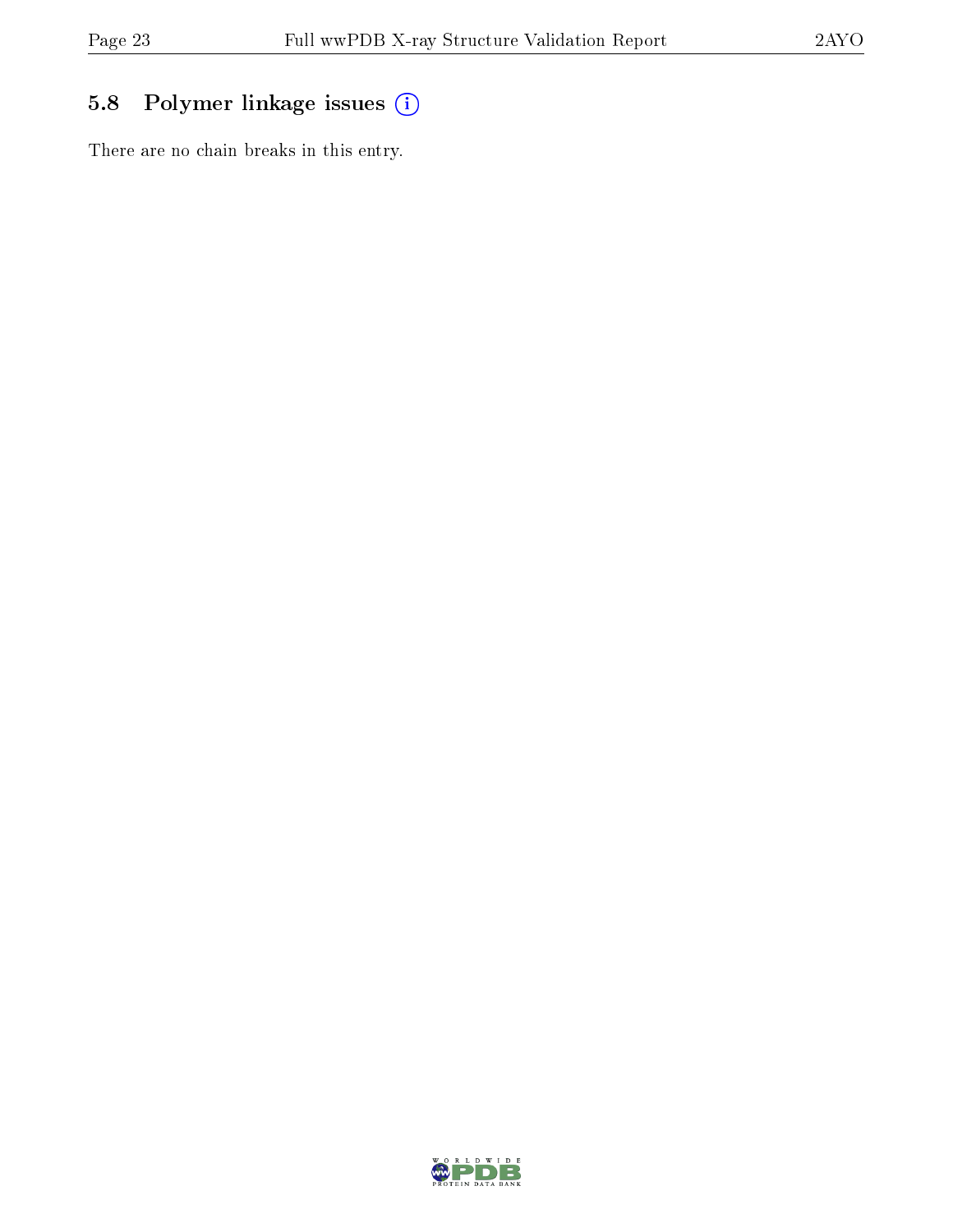### 5.8 Polymer linkage issues

There are no chain breaks in this entry.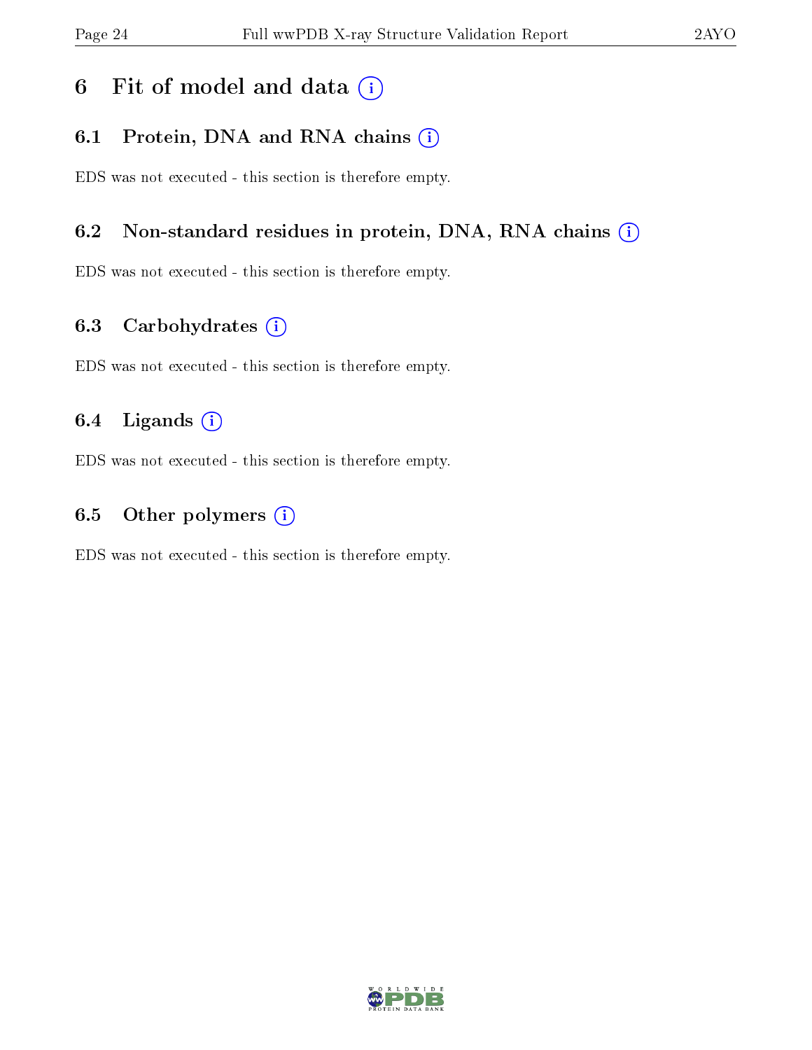# 6 Fit of model and data

## 6.1 Protein, DNA and RNA chains

EDS was not executed - this section is therefore empty.

## 6.2 Non-standard residues in protein, DNA, RNA chains

EDS was not executed - this section is therefore empty.

## 6.3 Carbohydrates

EDS was not executed - this section is therefore empty.

## 6.4 Ligands

EDS was not executed - this section is therefore empty.

## 6.5 Other polymers

EDS was not executed - this section is therefore empty.